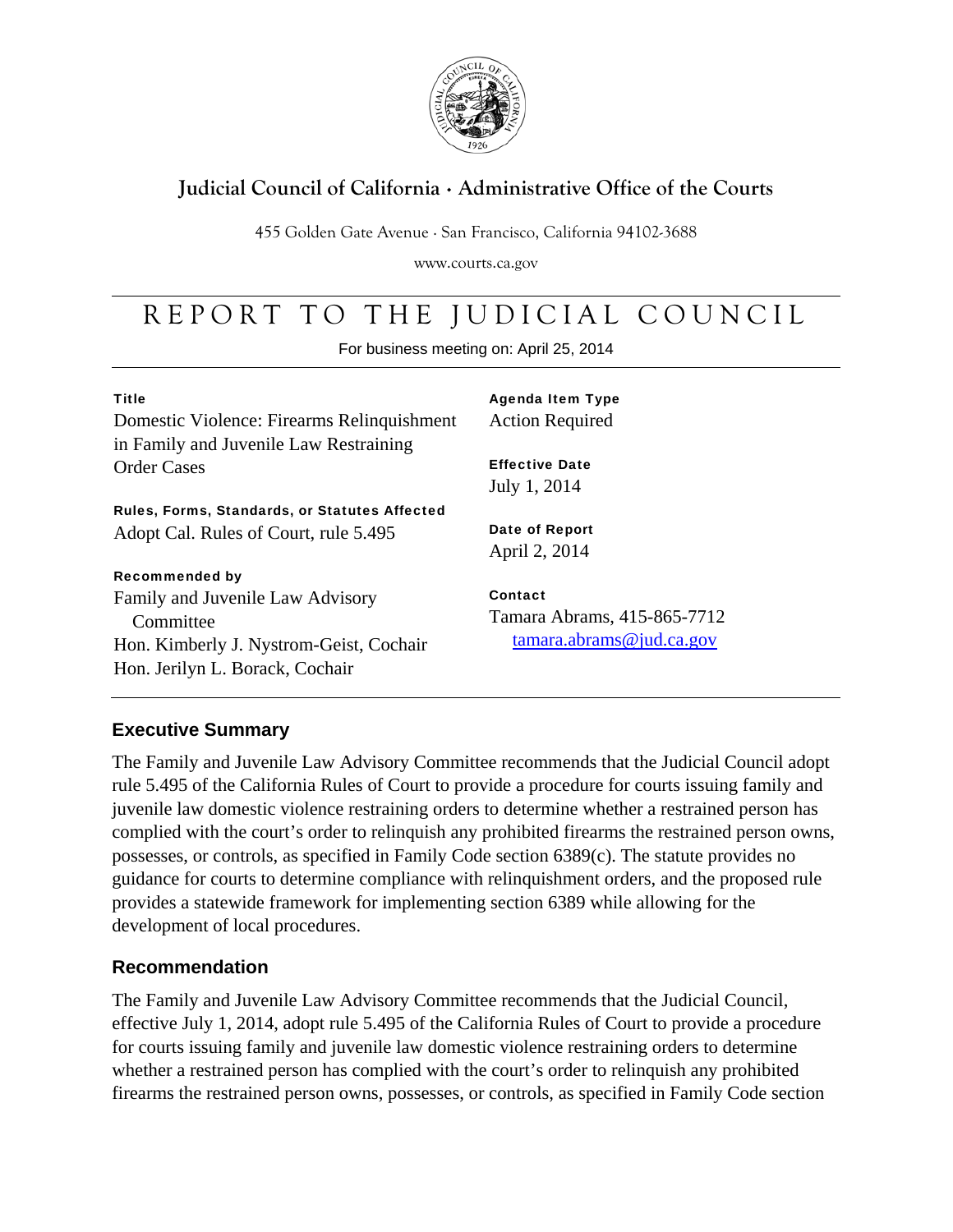# Judicial Council of California · Administrative Office of the Courts

455 Golden Gate Avenue · San Francisco, California 94102-3688

www.courts.ca.gov

# REPORT TO THE JUDICIAL COUNCIL

For business meeting on: April 25, 2014

**Title**
Domestic Violence: Firearms Relinquishment in Family and Juvenile Law Restraining Order Cases

**Rules, Forms, Standards, or Statutes Affected**
Adopt Cal. Rules of Court, rule 5.495

**Recommended by**
Family and Juvenile Law Advisory Committee
Hon. Kimberly J. Nystrom-Geist, Cochair
Hon. Jerilyn L. Borack, Cochair

**Agenda Item Type**
Action Required

**Effective Date**
July 1, 2014

**Date of Report**
April 2, 2014

**Contact**
Tamara Abrams, 415-865-7712
tamara.abrams@jud.ca.gov

## Executive Summary

The Family and Juvenile Law Advisory Committee recommends that the Judicial Council adopt rule 5.495 of the California Rules of Court to provide a procedure for courts issuing family and juvenile law domestic violence restraining orders to determine whether a restrained person has complied with the court's order to relinquish any prohibited firearms the restrained person owns, possesses, or controls, as specified in Family Code section 6389(c). The statute provides no guidance for courts to determine compliance with relinquishment orders, and the proposed rule provides a statewide framework for implementing section 6389 while allowing for the development of local procedures.

## Recommendation

The Family and Juvenile Law Advisory Committee recommends that the Judicial Council, effective July 1, 2014, adopt rule 5.495 of the California Rules of Court to provide a procedure for courts issuing family and juvenile law domestic violence restraining orders to determine whether a restrained person has complied with the court's order to relinquish any prohibited firearms the restrained person owns, possesses, or controls, as specified in Family Code section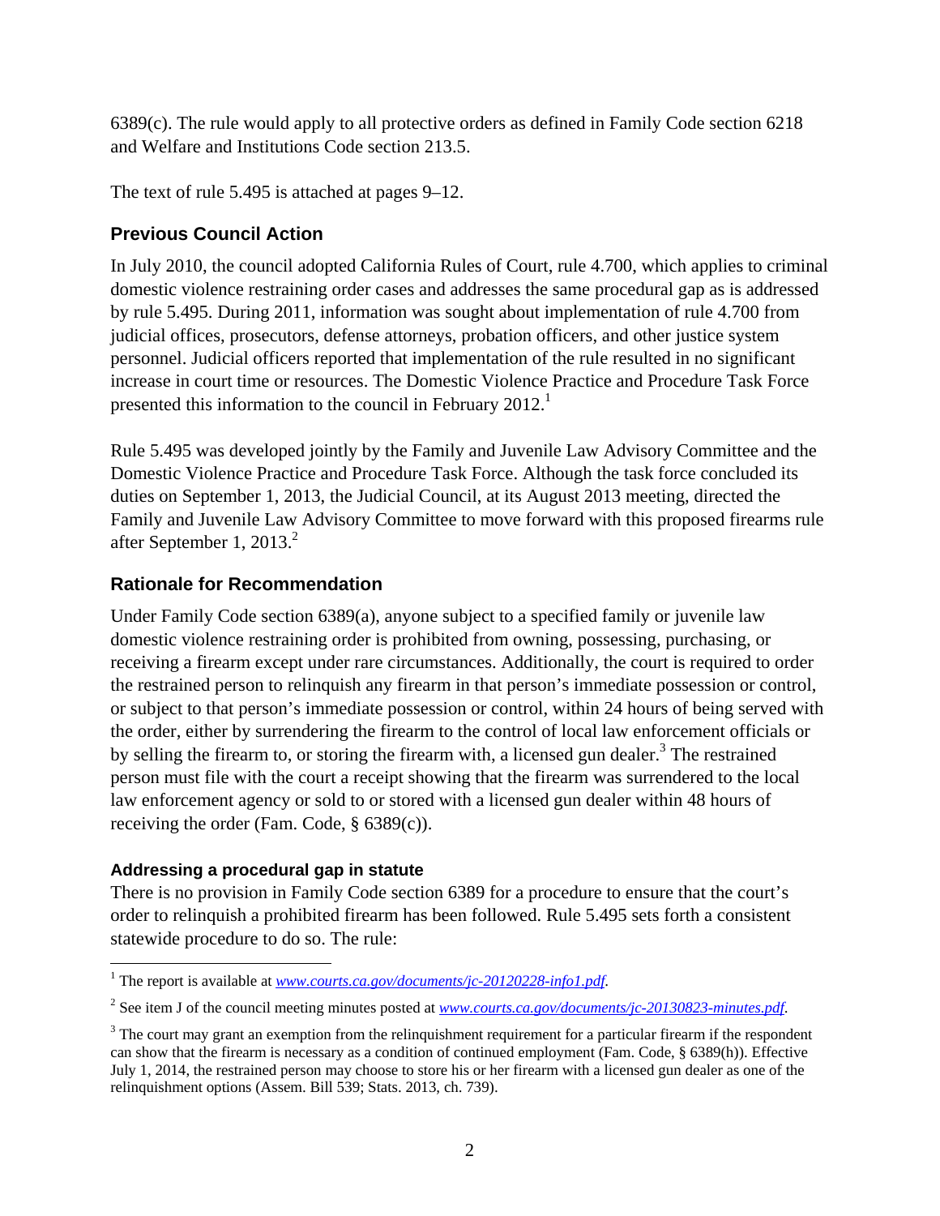6389(c). The rule would apply to all protective orders as defined in Family Code section 6218 and Welfare and Institutions Code section 213.5.

The text of rule 5.495 is attached at pages 9–12.

## Previous Council Action

In July 2010, the council adopted California Rules of Court, rule 4.700, which applies to criminal domestic violence restraining order cases and addresses the same procedural gap as is addressed by rule 5.495. During 2011, information was sought about implementation of rule 4.700 from judicial offices, prosecutors, defense attorneys, probation officers, and other justice system personnel. Judicial officers reported that implementation of the rule resulted in no significant increase in court time or resources. The Domestic Violence Practice and Procedure Task Force presented this information to the council in February 2012.[1]

Rule 5.495 was developed jointly by the Family and Juvenile Law Advisory Committee and the Domestic Violence Practice and Procedure Task Force. Although the task force concluded its duties on September 1, 2013, the Judicial Council, at its August 2013 meeting, directed the Family and Juvenile Law Advisory Committee to move forward with this proposed firearms rule after September 1, 2013.[2]

## Rationale for Recommendation

Under Family Code section 6389(a), anyone subject to a specified family or juvenile law domestic violence restraining order is prohibited from owning, possessing, purchasing, or receiving a firearm except under rare circumstances. Additionally, the court is required to order the restrained person to relinquish any firearm in that person's immediate possession or control, or subject to that person's immediate possession or control, within 24 hours of being served with the order, either by surrendering the firearm to the control of local law enforcement officials or by selling the firearm to, or storing the firearm with, a licensed gun dealer.[3] The restrained person must file with the court a receipt showing that the firearm was surrendered to the local law enforcement agency or sold to or stored with a licensed gun dealer within 48 hours of receiving the order (Fam. Code, § 6389(c)).

### Addressing a procedural gap in statute

There is no provision in Family Code section 6389 for a procedure to ensure that the court's order to relinquish a prohibited firearm has been followed. Rule 5.495 sets forth a consistent statewide procedure to do so. The rule:

---

[1] The report is available at *www.courts.ca.gov/documents/jc-20120228-info1.pdf*.

[2] See item J of the council meeting minutes posted at *www.courts.ca.gov/documents/jc-20130823-minutes.pdf*.

[3] The court may grant an exemption from the relinquishment requirement for a particular firearm if the respondent can show that the firearm is necessary as a condition of continued employment (Fam. Code, § 6389(h)). Effective July 1, 2014, the restrained person may choose to store his or her firearm with a licensed gun dealer as one of the relinquishment options (Assem. Bill 539; Stats. 2013, ch. 739).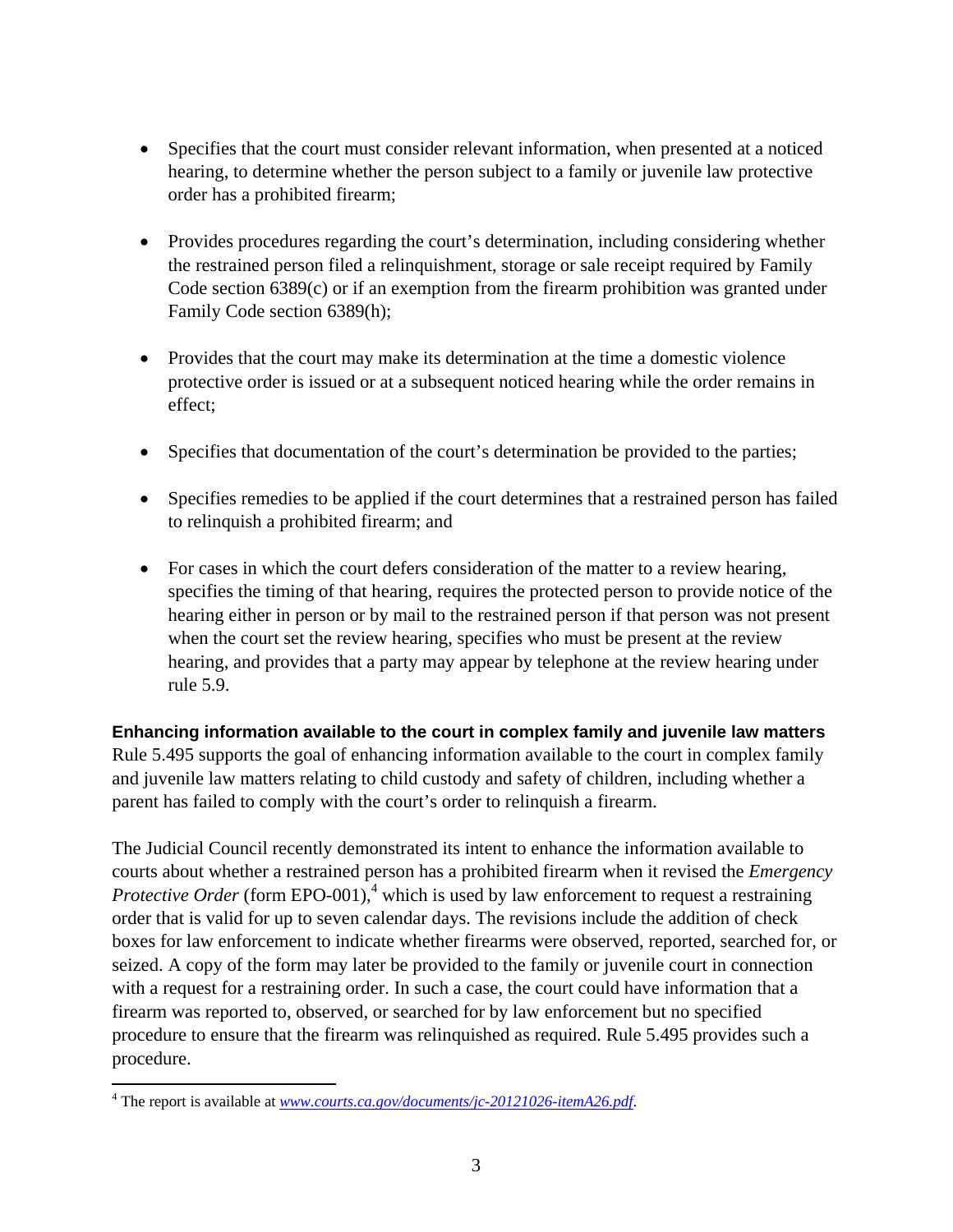- Specifies that the court must consider relevant information, when presented at a noticed hearing, to determine whether the person subject to a family or juvenile law protective order has a prohibited firearm;
- Provides procedures regarding the court's determination, including considering whether the restrained person filed a relinquishment, storage or sale receipt required by Family Code section 6389(c) or if an exemption from the firearm prohibition was granted under Family Code section 6389(h);
- Provides that the court may make its determination at the time a domestic violence protective order is issued or at a subsequent noticed hearing while the order remains in effect;
- Specifies that documentation of the court's determination be provided to the parties;
- Specifies remedies to be applied if the court determines that a restrained person has failed to relinquish a prohibited firearm; and
- For cases in which the court defers consideration of the matter to a review hearing, specifies the timing of that hearing, requires the protected person to provide notice of the hearing either in person or by mail to the restrained person if that person was not present when the court set the review hearing, specifies who must be present at the review hearing, and provides that a party may appear by telephone at the review hearing under rule 5.9.

**Enhancing information available to the court in complex family and juvenile law matters**

Rule 5.495 supports the goal of enhancing information available to the court in complex family and juvenile law matters relating to child custody and safety of children, including whether a parent has failed to comply with the court's order to relinquish a firearm.

The Judicial Council recently demonstrated its intent to enhance the information available to courts about whether a restrained person has a prohibited firearm when it revised the *Emergency Protective Order* (form EPO-001),[4] which is used by law enforcement to request a restraining order that is valid for up to seven calendar days. The revisions include the addition of check boxes for law enforcement to indicate whether firearms were observed, reported, searched for, or seized. A copy of the form may later be provided to the family or juvenile court in connection with a request for a restraining order. In such a case, the court could have information that a firearm was reported to, observed, or searched for by law enforcement but no specified procedure to ensure that the firearm was relinquished as required. Rule 5.495 provides such a procedure.

[4] The report is available at *www.courts.ca.gov/documents/jc-20121026-itemA26.pdf*.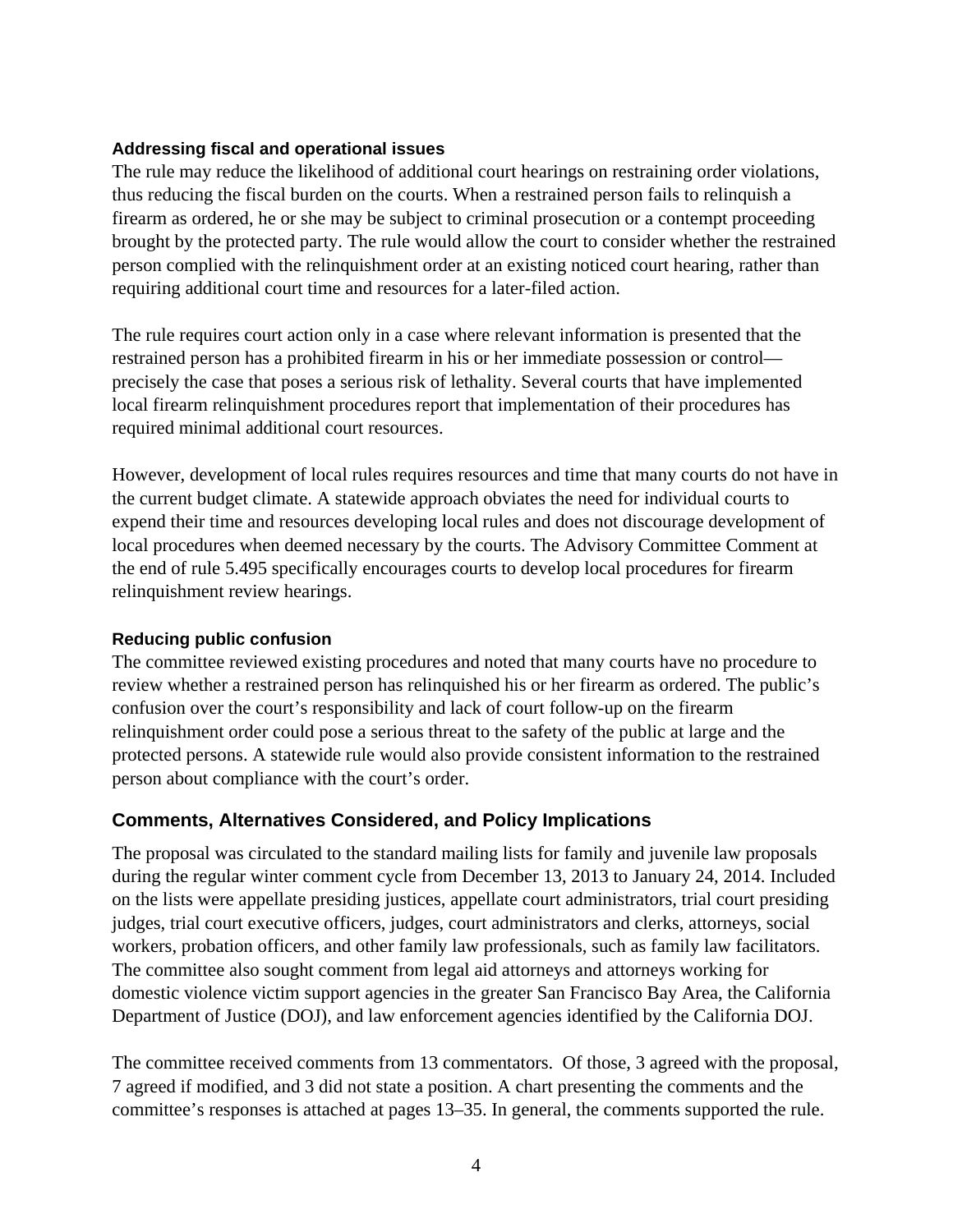### Addressing fiscal and operational issues

The rule may reduce the likelihood of additional court hearings on restraining order violations, thus reducing the fiscal burden on the courts. When a restrained person fails to relinquish a firearm as ordered, he or she may be subject to criminal prosecution or a contempt proceeding brought by the protected party. The rule would allow the court to consider whether the restrained person complied with the relinquishment order at an existing noticed court hearing, rather than requiring additional court time and resources for a later-filed action.

The rule requires court action only in a case where relevant information is presented that the restrained person has a prohibited firearm in his or her immediate possession or control—precisely the case that poses a serious risk of lethality. Several courts that have implemented local firearm relinquishment procedures report that implementation of their procedures has required minimal additional court resources.

However, development of local rules requires resources and time that many courts do not have in the current budget climate. A statewide approach obviates the need for individual courts to expend their time and resources developing local rules and does not discourage development of local procedures when deemed necessary by the courts. The Advisory Committee Comment at the end of rule 5.495 specifically encourages courts to develop local procedures for firearm relinquishment review hearings.

### Reducing public confusion

The committee reviewed existing procedures and noted that many courts have no procedure to review whether a restrained person has relinquished his or her firearm as ordered. The public's confusion over the court's responsibility and lack of court follow-up on the firearm relinquishment order could pose a serious threat to the safety of the public at large and the protected persons. A statewide rule would also provide consistent information to the restrained person about compliance with the court's order.

## Comments, Alternatives Considered, and Policy Implications

The proposal was circulated to the standard mailing lists for family and juvenile law proposals during the regular winter comment cycle from December 13, 2013 to January 24, 2014. Included on the lists were appellate presiding justices, appellate court administrators, trial court presiding judges, trial court executive officers, judges, court administrators and clerks, attorneys, social workers, probation officers, and other family law professionals, such as family law facilitators. The committee also sought comment from legal aid attorneys and attorneys working for domestic violence victim support agencies in the greater San Francisco Bay Area, the California Department of Justice (DOJ), and law enforcement agencies identified by the California DOJ.

The committee received comments from 13 commentators. Of those, 3 agreed with the proposal, 7 agreed if modified, and 3 did not state a position. A chart presenting the comments and the committee's responses is attached at pages 13–35. In general, the comments supported the rule.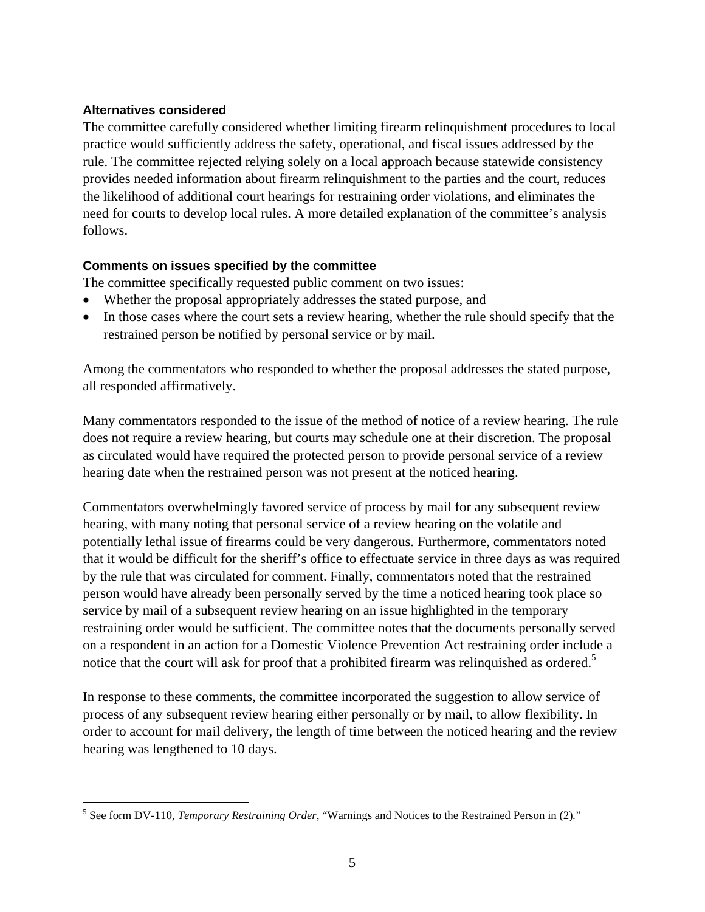### Alternatives considered

The committee carefully considered whether limiting firearm relinquishment procedures to local practice would sufficiently address the safety, operational, and fiscal issues addressed by the rule. The committee rejected relying solely on a local approach because statewide consistency provides needed information about firearm relinquishment to the parties and the court, reduces the likelihood of additional court hearings for restraining order violations, and eliminates the need for courts to develop local rules. A more detailed explanation of the committee's analysis follows.

### Comments on issues specified by the committee

The committee specifically requested public comment on two issues:

- Whether the proposal appropriately addresses the stated purpose, and
- In those cases where the court sets a review hearing, whether the rule should specify that the restrained person be notified by personal service or by mail.

Among the commentators who responded to whether the proposal addresses the stated purpose, all responded affirmatively.

Many commentators responded to the issue of the method of notice of a review hearing. The rule does not require a review hearing, but courts may schedule one at their discretion. The proposal as circulated would have required the protected person to provide personal service of a review hearing date when the restrained person was not present at the noticed hearing.

Commentators overwhelmingly favored service of process by mail for any subsequent review hearing, with many noting that personal service of a review hearing on the volatile and potentially lethal issue of firearms could be very dangerous. Furthermore, commentators noted that it would be difficult for the sheriff's office to effectuate service in three days as was required by the rule that was circulated for comment. Finally, commentators noted that the restrained person would have already been personally served by the time a noticed hearing took place so service by mail of a subsequent review hearing on an issue highlighted in the temporary restraining order would be sufficient. The committee notes that the documents personally served on a respondent in an action for a Domestic Violence Prevention Act restraining order include a notice that the court will ask for proof that a prohibited firearm was relinquished as ordered.[5]

In response to these comments, the committee incorporated the suggestion to allow service of process of any subsequent review hearing either personally or by mail, to allow flexibility. In order to account for mail delivery, the length of time between the noticed hearing and the review hearing was lengthened to 10 days.

---

[5] See form DV-110, *Temporary Restraining Order*, "Warnings and Notices to the Restrained Person in (2)."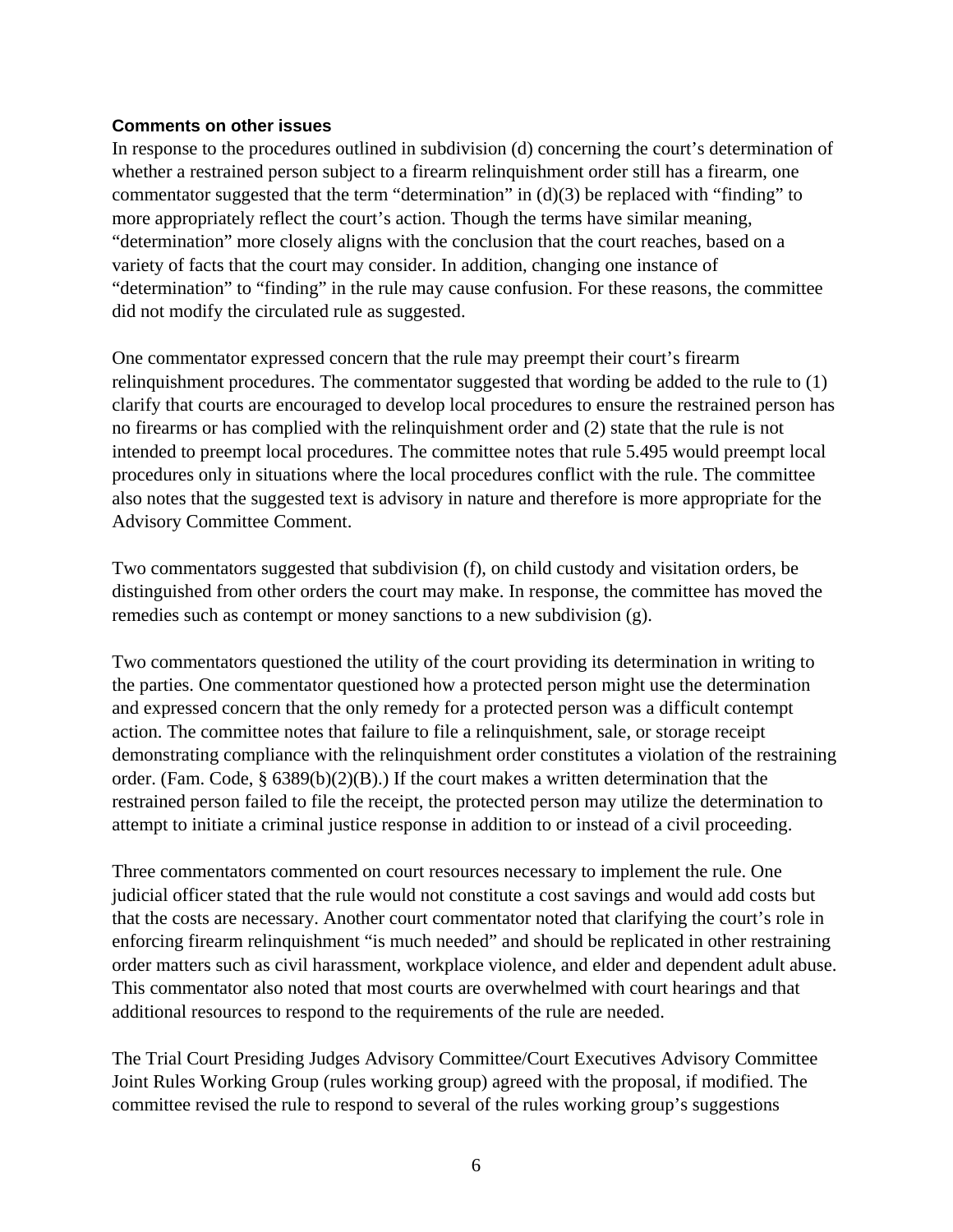**Comments on other issues**

In response to the procedures outlined in subdivision (d) concerning the court's determination of whether a restrained person subject to a firearm relinquishment order still has a firearm, one commentator suggested that the term "determination" in (d)(3) be replaced with "finding" to more appropriately reflect the court's action. Though the terms have similar meaning, "determination" more closely aligns with the conclusion that the court reaches, based on a variety of facts that the court may consider. In addition, changing one instance of "determination" to "finding" in the rule may cause confusion. For these reasons, the committee did not modify the circulated rule as suggested.

One commentator expressed concern that the rule may preempt their court's firearm relinquishment procedures. The commentator suggested that wording be added to the rule to (1) clarify that courts are encouraged to develop local procedures to ensure the restrained person has no firearms or has complied with the relinquishment order and (2) state that the rule is not intended to preempt local procedures. The committee notes that rule 5.495 would preempt local procedures only in situations where the local procedures conflict with the rule. The committee also notes that the suggested text is advisory in nature and therefore is more appropriate for the Advisory Committee Comment.

Two commentators suggested that subdivision (f), on child custody and visitation orders, be distinguished from other orders the court may make. In response, the committee has moved the remedies such as contempt or money sanctions to a new subdivision (g).

Two commentators questioned the utility of the court providing its determination in writing to the parties. One commentator questioned how a protected person might use the determination and expressed concern that the only remedy for a protected person was a difficult contempt action. The committee notes that failure to file a relinquishment, sale, or storage receipt demonstrating compliance with the relinquishment order constitutes a violation of the restraining order. (Fam. Code, § 6389(b)(2)(B).) If the court makes a written determination that the restrained person failed to file the receipt, the protected person may utilize the determination to attempt to initiate a criminal justice response in addition to or instead of a civil proceeding.

Three commentators commented on court resources necessary to implement the rule. One judicial officer stated that the rule would not constitute a cost savings and would add costs but that the costs are necessary. Another court commentator noted that clarifying the court's role in enforcing firearm relinquishment "is much needed" and should be replicated in other restraining order matters such as civil harassment, workplace violence, and elder and dependent adult abuse. This commentator also noted that most courts are overwhelmed with court hearings and that additional resources to respond to the requirements of the rule are needed.

The Trial Court Presiding Judges Advisory Committee/Court Executives Advisory Committee Joint Rules Working Group (rules working group) agreed with the proposal, if modified. The committee revised the rule to respond to several of the rules working group's suggestions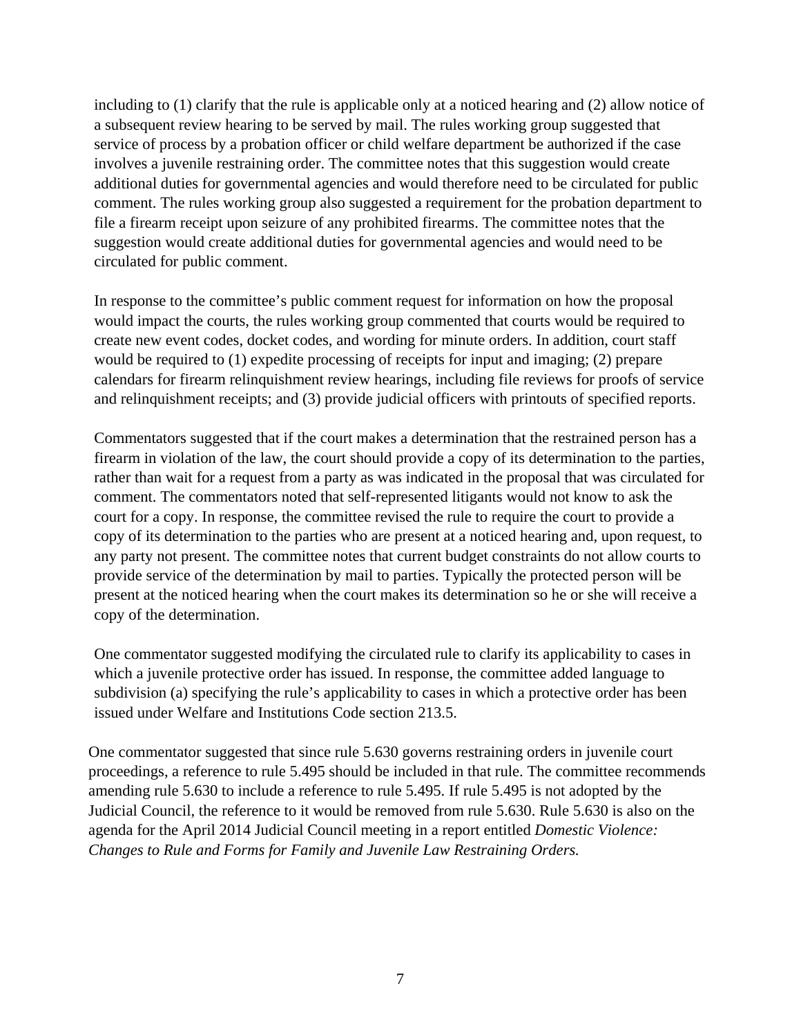including to (1) clarify that the rule is applicable only at a noticed hearing and (2) allow notice of a subsequent review hearing to be served by mail. The rules working group suggested that service of process by a probation officer or child welfare department be authorized if the case involves a juvenile restraining order. The committee notes that this suggestion would create additional duties for governmental agencies and would therefore need to be circulated for public comment. The rules working group also suggested a requirement for the probation department to file a firearm receipt upon seizure of any prohibited firearms. The committee notes that the suggestion would create additional duties for governmental agencies and would need to be circulated for public comment.

In response to the committee's public comment request for information on how the proposal would impact the courts, the rules working group commented that courts would be required to create new event codes, docket codes, and wording for minute orders. In addition, court staff would be required to (1) expedite processing of receipts for input and imaging; (2) prepare calendars for firearm relinquishment review hearings, including file reviews for proofs of service and relinquishment receipts; and (3) provide judicial officers with printouts of specified reports.

Commentators suggested that if the court makes a determination that the restrained person has a firearm in violation of the law, the court should provide a copy of its determination to the parties, rather than wait for a request from a party as was indicated in the proposal that was circulated for comment. The commentators noted that self-represented litigants would not know to ask the court for a copy. In response, the committee revised the rule to require the court to provide a copy of its determination to the parties who are present at a noticed hearing and, upon request, to any party not present. The committee notes that current budget constraints do not allow courts to provide service of the determination by mail to parties. Typically the protected person will be present at the noticed hearing when the court makes its determination so he or she will receive a copy of the determination.

One commentator suggested modifying the circulated rule to clarify its applicability to cases in which a juvenile protective order has issued. In response, the committee added language to subdivision (a) specifying the rule's applicability to cases in which a protective order has been issued under Welfare and Institutions Code section 213.5.

One commentator suggested that since rule 5.630 governs restraining orders in juvenile court proceedings, a reference to rule 5.495 should be included in that rule. The committee recommends amending rule 5.630 to include a reference to rule 5.495. If rule 5.495 is not adopted by the Judicial Council, the reference to it would be removed from rule 5.630. Rule 5.630 is also on the agenda for the April 2014 Judicial Council meeting in a report entitled *Domestic Violence: Changes to Rule and Forms for Family and Juvenile Law Restraining Orders.*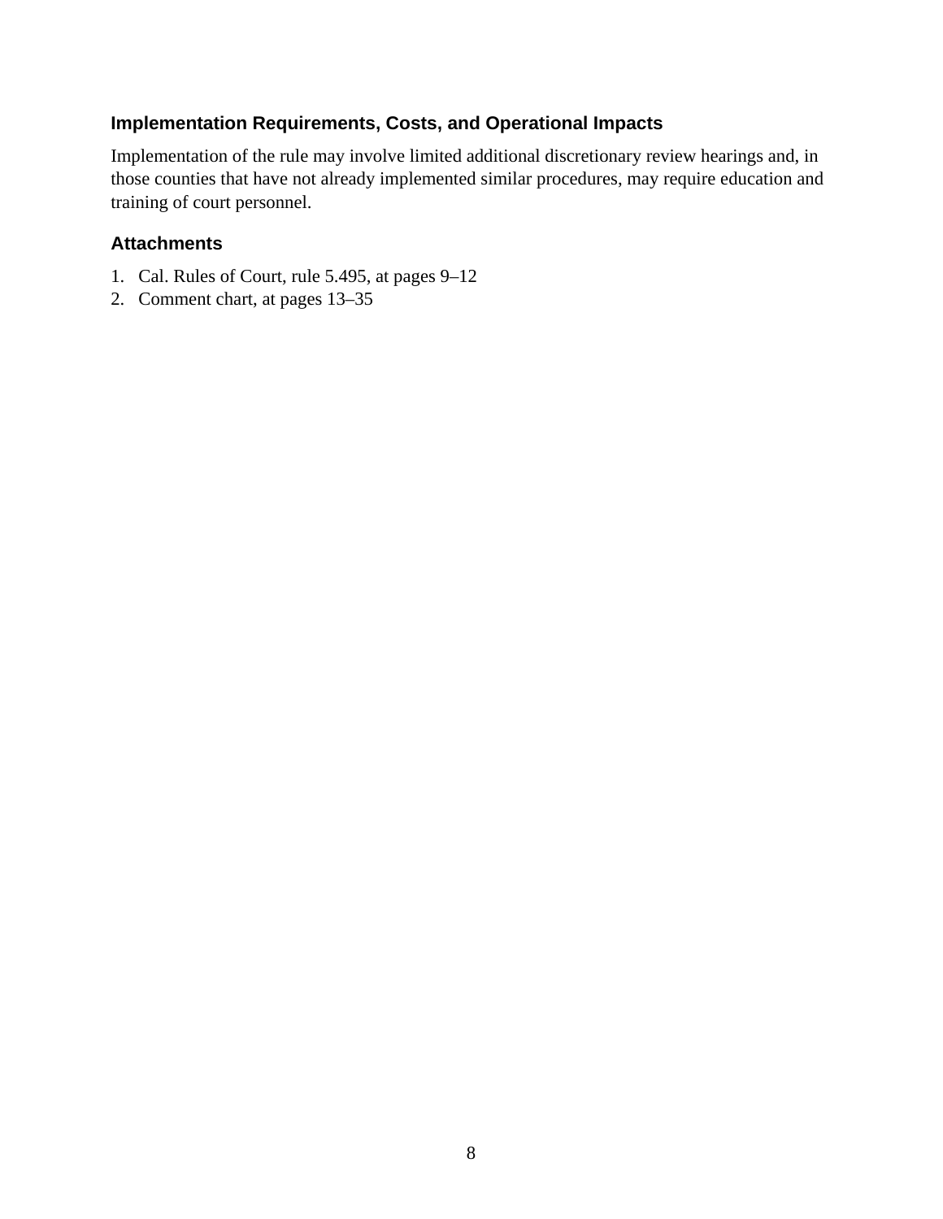### Implementation Requirements, Costs, and Operational Impacts

Implementation of the rule may involve limited additional discretionary review hearings and, in those counties that have not already implemented similar procedures, may require education and training of court personnel.

### Attachments

1. Cal. Rules of Court, rule 5.495, at pages 9–12
2. Comment chart, at pages 13–35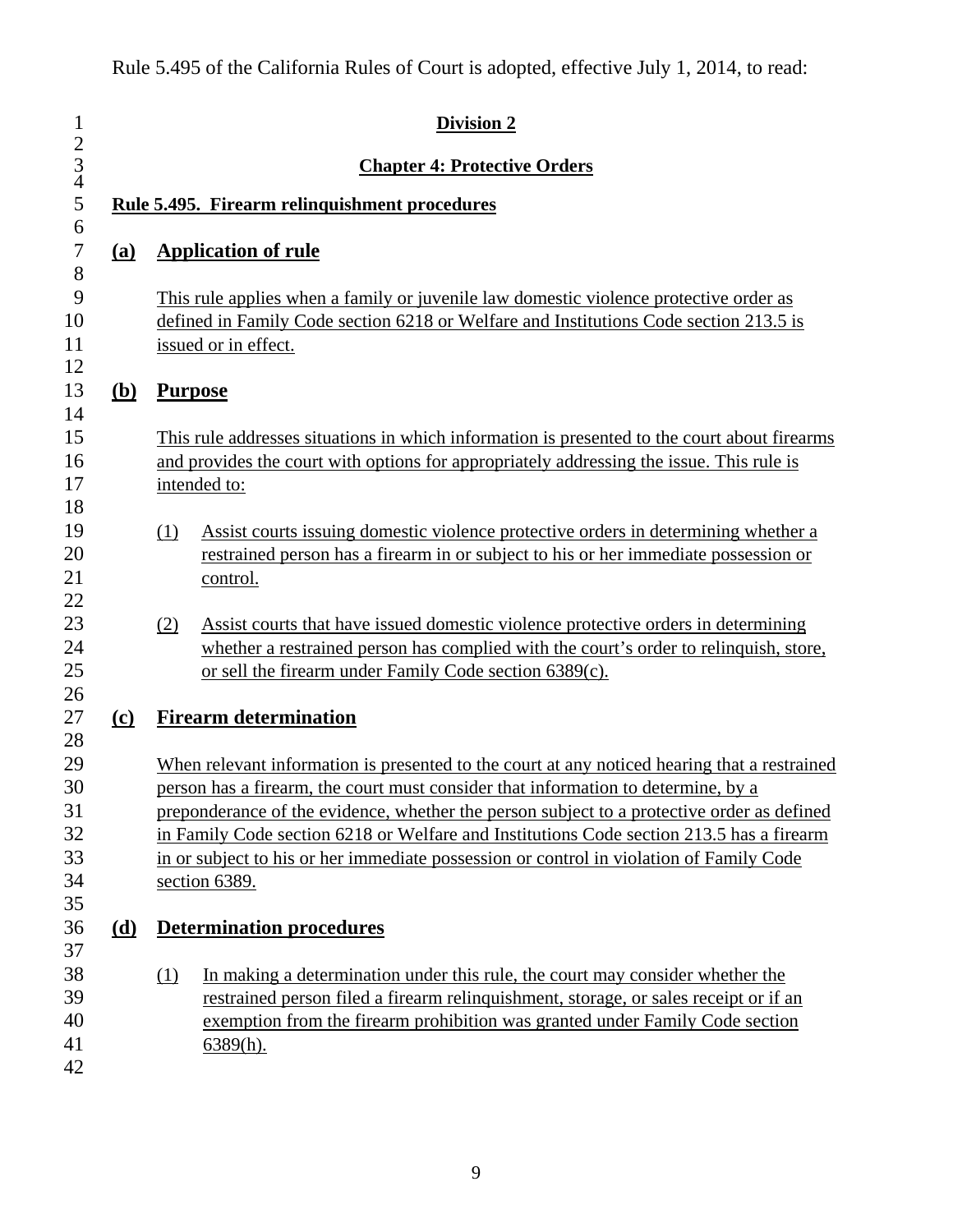Rule 5.495 of the California Rules of Court is adopted, effective July 1, 2014, to read:

**Division 2**

**Chapter 4: Protective Orders**

**Rule 5.495. Firearm relinquishment procedures**

## (a) Application of rule

This rule applies when a family or juvenile law domestic violence protective order as defined in Family Code section 6218 or Welfare and Institutions Code section 213.5 is issued or in effect.

## (b) Purpose

This rule addresses situations in which information is presented to the court about firearms and provides the court with options for appropriately addressing the issue. This rule is intended to:

(1) Assist courts issuing domestic violence protective orders in determining whether a restrained person has a firearm in or subject to his or her immediate possession or control.

(2) Assist courts that have issued domestic violence protective orders in determining whether a restrained person has complied with the court's order to relinquish, store, or sell the firearm under Family Code section 6389(c).

## (c) Firearm determination

When relevant information is presented to the court at any noticed hearing that a restrained person has a firearm, the court must consider that information to determine, by a preponderance of the evidence, whether the person subject to a protective order as defined in Family Code section 6218 or Welfare and Institutions Code section 213.5 has a firearm in or subject to his or her immediate possession or control in violation of Family Code section 6389.

## (d) Determination procedures

(1) In making a determination under this rule, the court may consider whether the restrained person filed a firearm relinquishment, storage, or sales receipt or if an exemption from the firearm prohibition was granted under Family Code section 6389(h).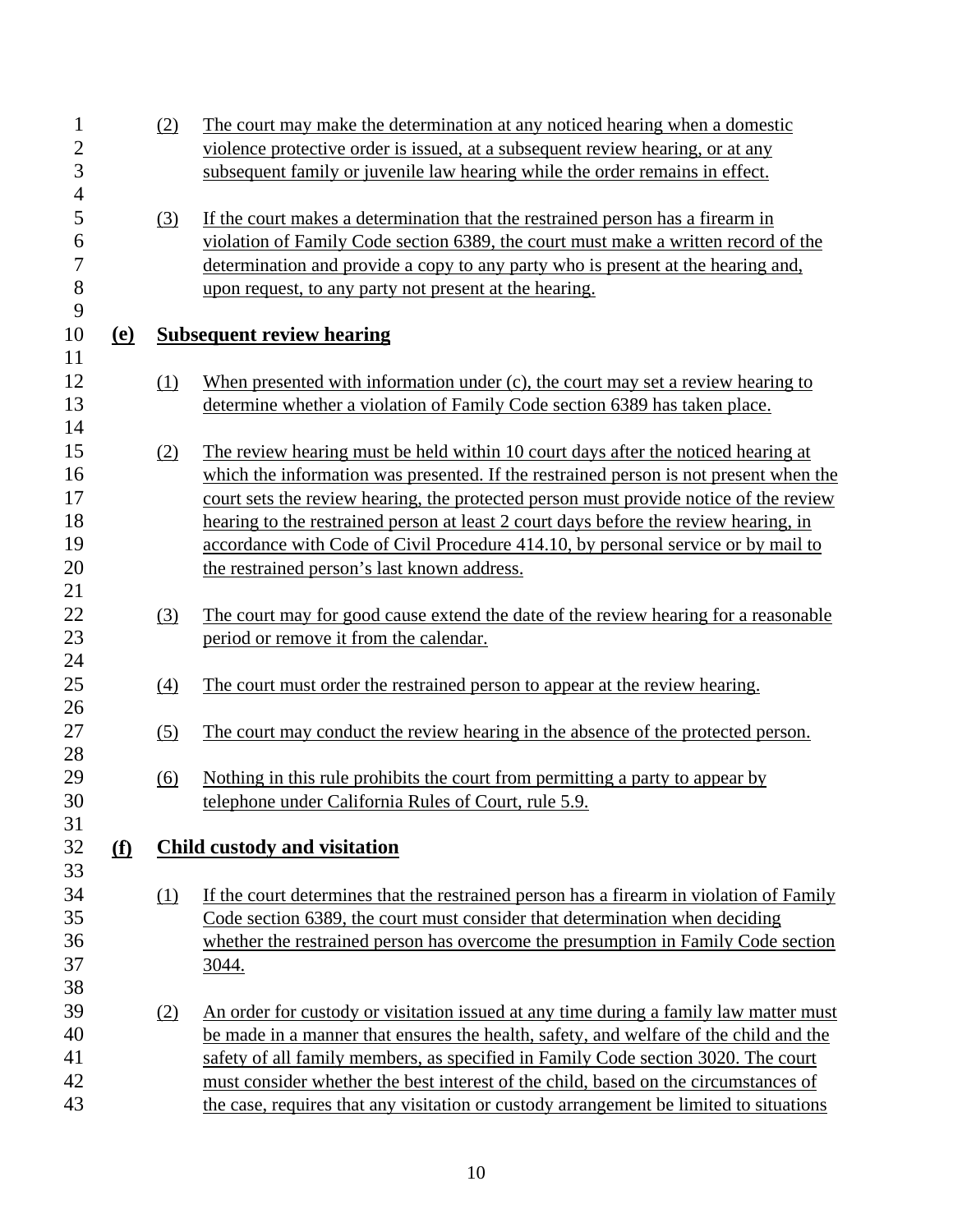(2) The court may make the determination at any noticed hearing when a domestic violence protective order is issued, at a subsequent review hearing, or at any subsequent family or juvenile law hearing while the order remains in effect.

(3) If the court makes a determination that the restrained person has a firearm in violation of Family Code section 6389, the court must make a written record of the determination and provide a copy to any party who is present at the hearing and, upon request, to any party not present at the hearing.

**(e) Subsequent review hearing**

(1) When presented with information under (c), the court may set a review hearing to determine whether a violation of Family Code section 6389 has taken place.

(2) The review hearing must be held within 10 court days after the noticed hearing at which the information was presented. If the restrained person is not present when the court sets the review hearing, the protected person must provide notice of the review hearing to the restrained person at least 2 court days before the review hearing, in accordance with Code of Civil Procedure 414.10, by personal service or by mail to the restrained person's last known address.

(3) The court may for good cause extend the date of the review hearing for a reasonable period or remove it from the calendar.

(4) The court must order the restrained person to appear at the review hearing.

(5) The court may conduct the review hearing in the absence of the protected person.

(6) Nothing in this rule prohibits the court from permitting a party to appear by telephone under California Rules of Court, rule 5.9.

**(f) Child custody and visitation**

(1) If the court determines that the restrained person has a firearm in violation of Family Code section 6389, the court must consider that determination when deciding whether the restrained person has overcome the presumption in Family Code section 3044.

(2) An order for custody or visitation issued at any time during a family law matter must be made in a manner that ensures the health, safety, and welfare of the child and the safety of all family members, as specified in Family Code section 3020. The court must consider whether the best interest of the child, based on the circumstances of the case, requires that any visitation or custody arrangement be limited to situations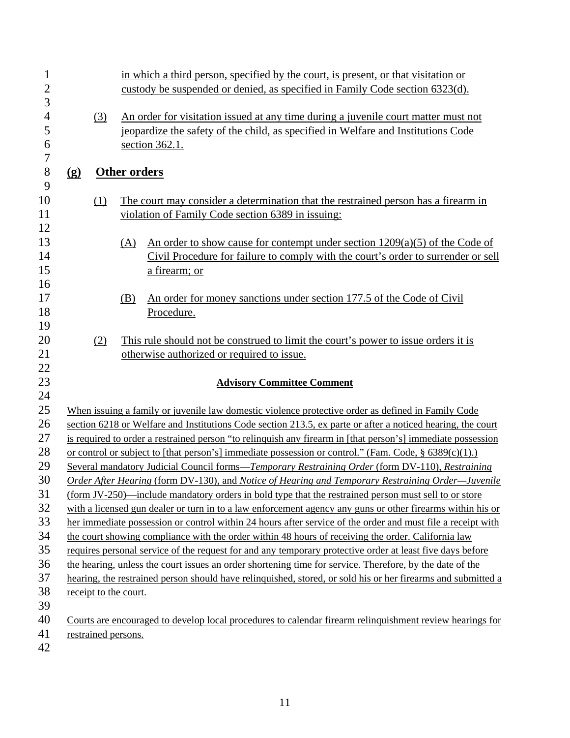in which a third person, specified by the court, is present, or that visitation or custody be suspended or denied, as specified in Family Code section 6323(d).

(3) An order for visitation issued at any time during a juvenile court matter must not jeopardize the safety of the child, as specified in Welfare and Institutions Code section 362.1.

**(g) Other orders**

(1) The court may consider a determination that the restrained person has a firearm in violation of Family Code section 6389 in issuing:

(A) An order to show cause for contempt under section 1209(a)(5) of the Code of Civil Procedure for failure to comply with the court's order to surrender or sell a firearm; or

(B) An order for money sanctions under section 177.5 of the Code of Civil Procedure.

(2) This rule should not be construed to limit the court's power to issue orders it is otherwise authorized or required to issue.

**Advisory Committee Comment**

When issuing a family or juvenile law domestic violence protective order as defined in Family Code section 6218 or Welfare and Institutions Code section 213.5, ex parte or after a noticed hearing, the court is required to order a restrained person "to relinquish any firearm in [that person's] immediate possession or control or subject to [that person's] immediate possession or control." (Fam. Code, § 6389(c)(1).) Several mandatory Judicial Council forms—*Temporary Restraining Order* (form DV-110), *Restraining Order After Hearing* (form DV-130), and *Notice of Hearing and Temporary Restraining Order—Juvenile* (form JV-250)—include mandatory orders in bold type that the restrained person must sell to or store with a licensed gun dealer or turn in to a law enforcement agency any guns or other firearms within his or her immediate possession or control within 24 hours after service of the order and must file a receipt with the court showing compliance with the order within 48 hours of receiving the order. California law requires personal service of the request for and any temporary protective order at least five days before the hearing, unless the court issues an order shortening time for service. Therefore, by the date of the hearing, the restrained person should have relinquished, stored, or sold his or her firearms and submitted a receipt to the court.

Courts are encouraged to develop local procedures to calendar firearm relinquishment review hearings for restrained persons.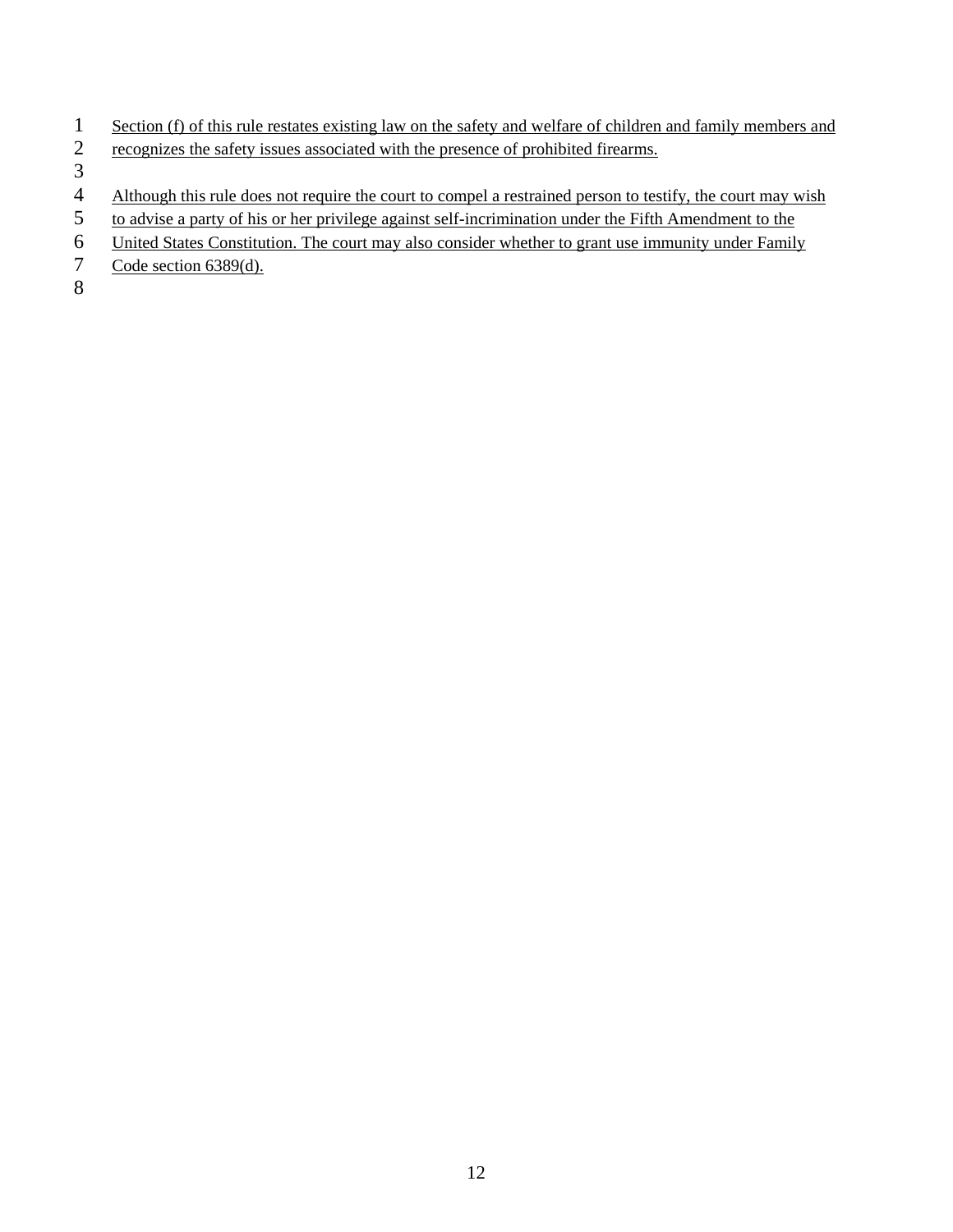Section (f) of this rule restates existing law on the safety and welfare of children and family members and recognizes the safety issues associated with the presence of prohibited firearms.

Although this rule does not require the court to compel a restrained person to testify, the court may wish to advise a party of his or her privilege against self-incrimination under the Fifth Amendment to the United States Constitution. The court may also consider whether to grant use immunity under Family Code section 6389(d).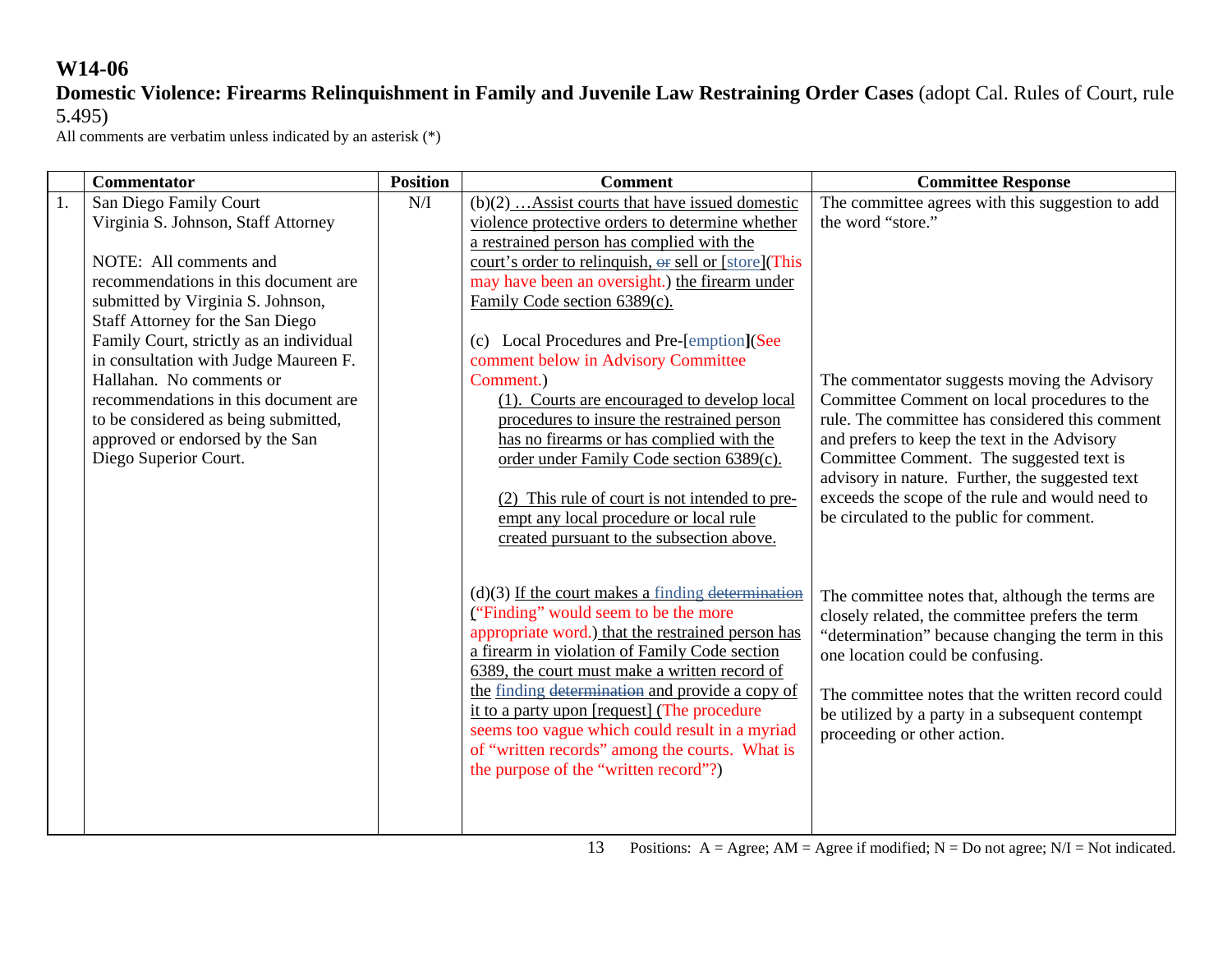**W14-06**

**Domestic Violence: Firearms Relinquishment in Family and Juvenile Law Restraining Order Cases** (adopt Cal. Rules of Court, rule 5.495)

All comments are verbatim unless indicated by an asterisk (*)

| | Commentator | Position | Comment | Committee Response |
|---|---|---|---|---|
| 1. | San Diego Family Court<br>Virginia S. Johnson, Staff Attorney<br><br>NOTE: All comments and recommendations in this document are submitted by Virginia S. Johnson, Staff Attorney for the San Diego Family Court, strictly as an individual in consultation with Judge Maureen F. Hallahan. No comments or recommendations in this document are to be considered as being submitted, approved or endorsed by the San Diego Superior Court. | N/I | (b)(2) …Assist courts that have issued domestic violence protective orders to determine whether a restrained person has complied with the court's order to relinquish, ~~or~~ sell or [store](This may have been an oversight.) the firearm under Family Code section 6389(c).<br><br>(c) Local Procedures and Pre-[emption](See comment below in Advisory Committee Comment.)<br>(1). Courts are encouraged to develop local procedures to insure the restrained person has no firearms or has complied with the order under Family Code section 6389(c).<br><br>(2) This rule of court is not intended to pre-empt any local procedure or local rule created pursuant to the subsection above.<br><br>(d)(3) If the court makes a finding ~~determination~~ ("Finding" would seem to be the more appropriate word.) that the restrained person has a firearm in violation of Family Code section 6389, the court must make a written record of the finding ~~determination~~ and provide a copy of it to a party upon [request] (The procedure seems too vague which could result in a myriad of "written records" among the courts. What is the purpose of the "written record"?) | The committee agrees with this suggestion to add the word "store."<br><br>The commentator suggests moving the Advisory Committee Comment on local procedures to the rule. The committee has considered this comment and prefers to keep the text in the Advisory Committee Comment. The suggested text is advisory in nature. Further, the suggested text exceeds the scope of the rule and would need to be circulated to the public for comment.<br><br>The committee notes that, although the terms are closely related, the committee prefers the term "determination" because changing the term in this one location could be confusing.<br><br>The committee notes that the written record could be utilized by a party in a subsequent contempt proceeding or other action. |

Positions: A = Agree; AM = Agree if modified; N = Do not agree; N/I = Not indicated.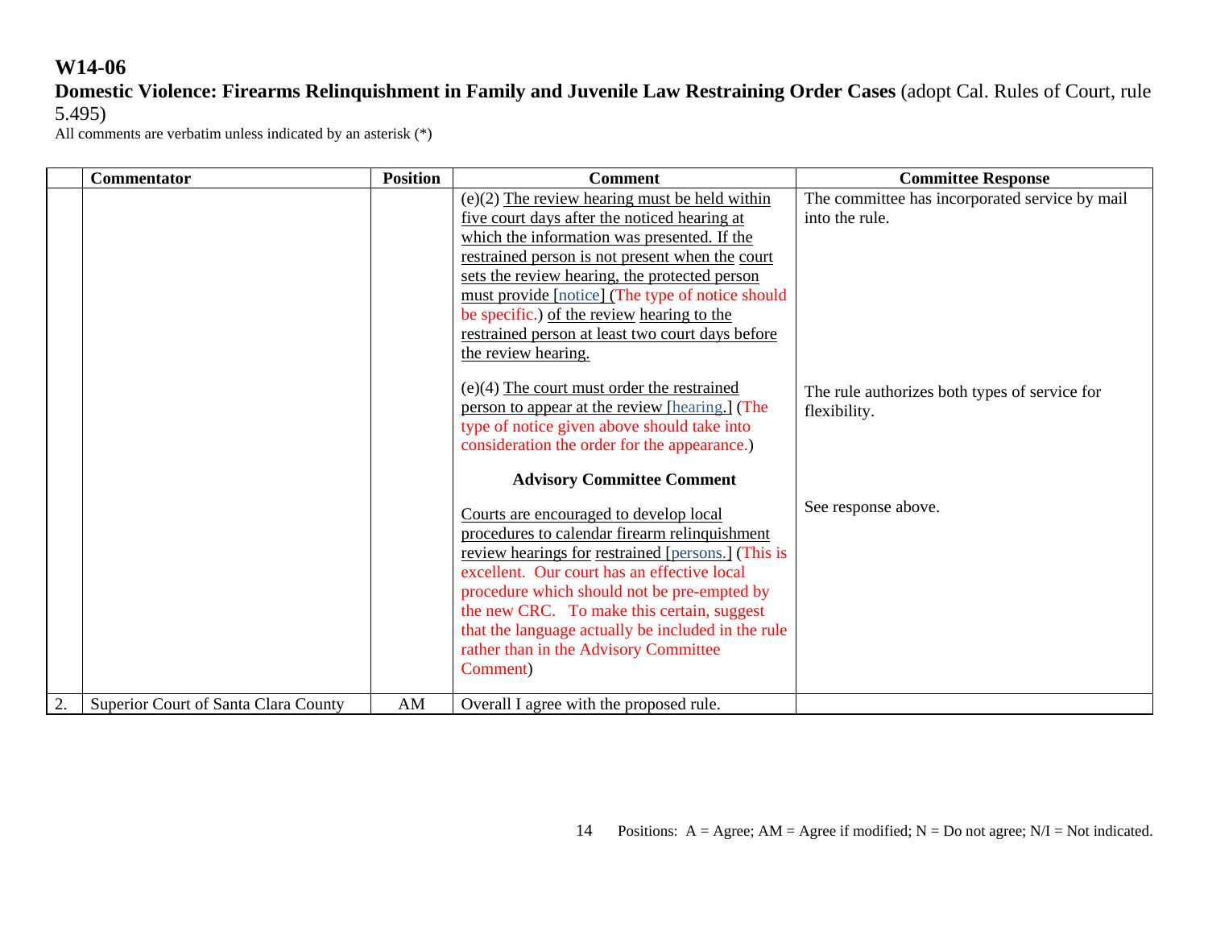# W14-06

**Domestic Violence: Firearms Relinquishment in Family and Juvenile Law Restraining Order Cases** (adopt Cal. Rules of Court, rule 5.495)

All comments are verbatim unless indicated by an asterisk (*)

| | Commentator | Position | Comment | Committee Response |
|---|---|---|---|---|
| | | | (e)(2) The review hearing must be held within five court days after the noticed hearing at which the information was presented. If the restrained person is not present when the court sets the review hearing, the protected person must provide [notice] (The type of notice should be specific.) of the review hearing to the restrained person at least two court days before the review hearing.<br><br>(e)(4) The court must order the restrained person to appear at the review [hearing.] (The type of notice given above should take into consideration the order for the appearance.)<br><br>**Advisory Committee Comment**<br><br>Courts are encouraged to develop local procedures to calendar firearm relinquishment review hearings for restrained [persons.] (This is excellent. Our court has an effective local procedure which should not be pre-empted by the new CRC. To make this certain, suggest that the language actually be included in the rule rather than in the Advisory Committee Comment) | The committee has incorporated service by mail into the rule.<br><br>The rule authorizes both types of service for flexibility.<br><br>See response above. |
| 2. | Superior Court of Santa Clara County | AM | Overall I agree with the proposed rule. | |

Positions: A = Agree; AM = Agree if modified; N = Do not agree; N/I = Not indicated.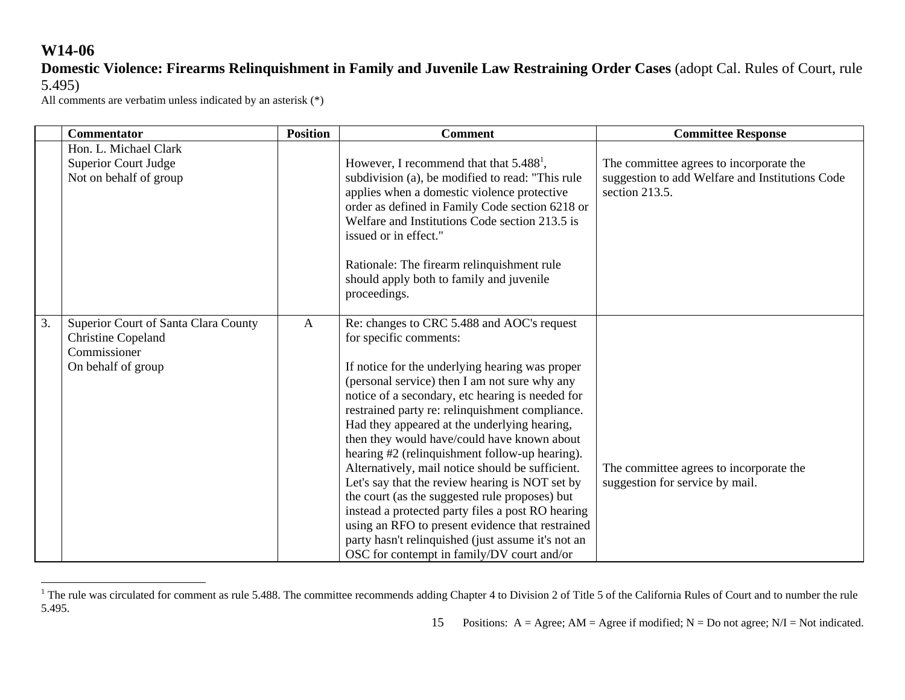# W14-06

**Domestic Violence: Firearms Relinquishment in Family and Juvenile Law Restraining Order Cases** (adopt Cal. Rules of Court, rule 5.495)

All comments are verbatim unless indicated by an asterisk (*)

| | Commentator | Position | Comment | Committee Response |
|---|---|---|---|---|
| | Hon. L. Michael Clark<br>Superior Court Judge<br>Not on behalf of group | | However, I recommend that that 5.488[1], subdivision (a), be modified to read: "This rule applies when a domestic violence protective order as defined in Family Code section 6218 or Welfare and Institutions Code section 213.5 is issued or in effect."<br><br>Rationale: The firearm relinquishment rule should apply both to family and juvenile proceedings. | The committee agrees to incorporate the suggestion to add Welfare and Institutions Code section 213.5. |
| 3. | Superior Court of Santa Clara County<br>Christine Copeland<br>Commissioner<br>On behalf of group | A | Re: changes to CRC 5.488 and AOC's request for specific comments:<br><br>If notice for the underlying hearing was proper (personal service) then I am not sure why any notice of a secondary, etc hearing is needed for restrained party re: relinquishment compliance. Had they appeared at the underlying hearing, then they would have/could have known about hearing #2 (relinquishment follow-up hearing). Alternatively, mail notice should be sufficient. Let's say that the review hearing is NOT set by the court (as the suggested rule proposes) but instead a protected party files a post RO hearing using an RFO to present evidence that restrained party hasn't relinquished (just assume it's not an OSC for contempt in family/DV court and/or | The committee agrees to incorporate the suggestion for service by mail. |

[1] The rule was circulated for comment as rule 5.488. The committee recommends adding Chapter 4 to Division 2 of Title 5 of the California Rules of Court and to number the rule 5.495.

Positions: A = Agree; AM = Agree if modified; N = Do not agree; N/I = Not indicated.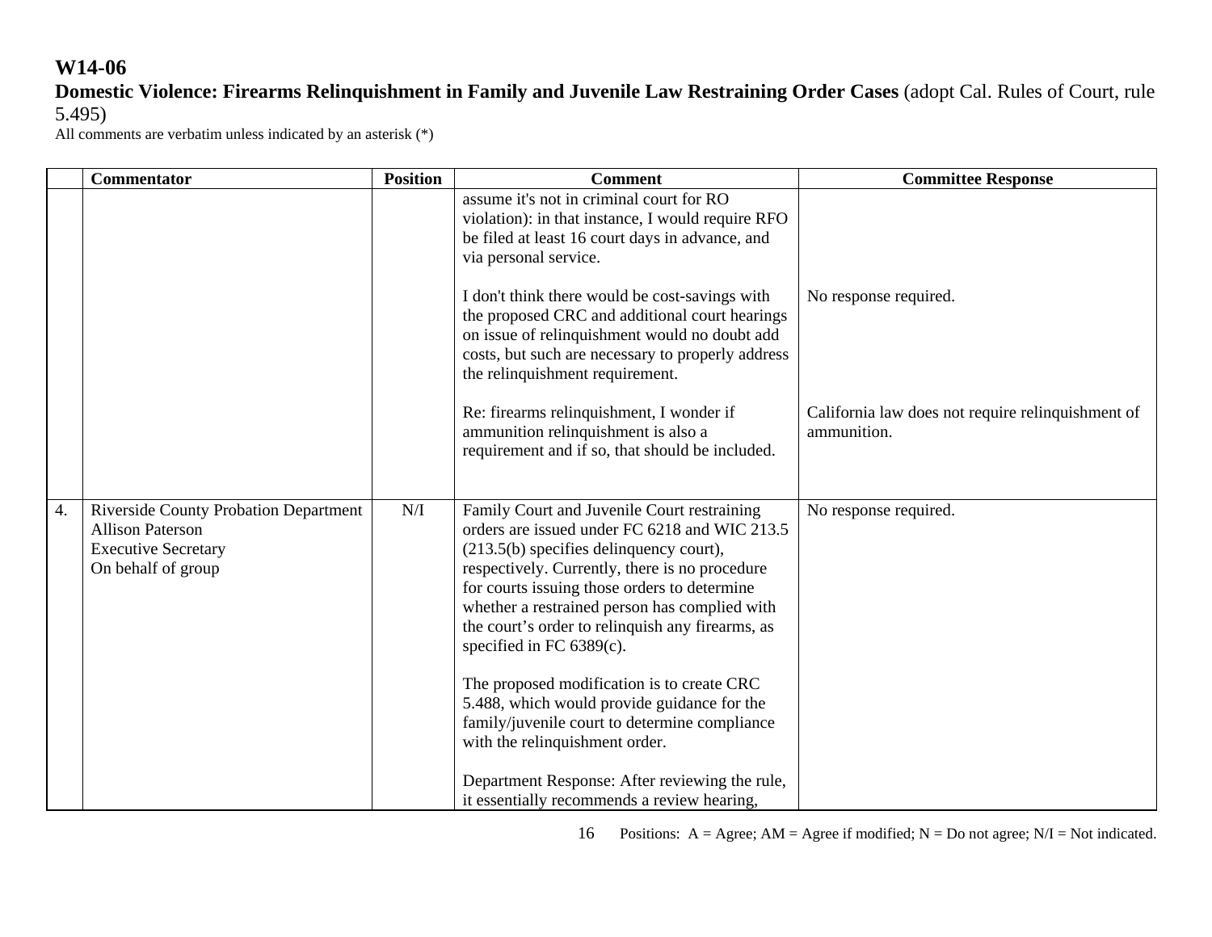**W14-06**

**Domestic Violence: Firearms Relinquishment in Family and Juvenile Law Restraining Order Cases** (adopt Cal. Rules of Court, rule 5.495)

All comments are verbatim unless indicated by an asterisk (*)

| | Commentator | Position | Comment | Committee Response |
|---|---|---|---|---|
| | | | assume it's not in criminal court for RO violation): in that instance, I would require RFO be filed at least 16 court days in advance, and via personal service.<br><br>I don't think there would be cost-savings with the proposed CRC and additional court hearings on issue of relinquishment would no doubt add costs, but such are necessary to properly address the relinquishment requirement.<br><br>Re: firearms relinquishment, I wonder if ammunition relinquishment is also a requirement and if so, that should be included. | <br><br>No response required.<br><br>California law does not require relinquishment of ammunition. |
| 4. | Riverside County Probation Department<br>Allison Paterson<br>Executive Secretary<br>On behalf of group | N/I | Family Court and Juvenile Court restraining orders are issued under FC 6218 and WIC 213.5 (213.5(b) specifies delinquency court), respectively. Currently, there is no procedure for courts issuing those orders to determine whether a restrained person has complied with the court's order to relinquish any firearms, as specified in FC 6389(c).<br><br>The proposed modification is to create CRC 5.488, which would provide guidance for the family/juvenile court to determine compliance with the relinquishment order.<br><br>Department Response: After reviewing the rule, it essentially recommends a review hearing, | No response required. |

Positions: A = Agree; AM = Agree if modified; N = Do not agree; N/I = Not indicated.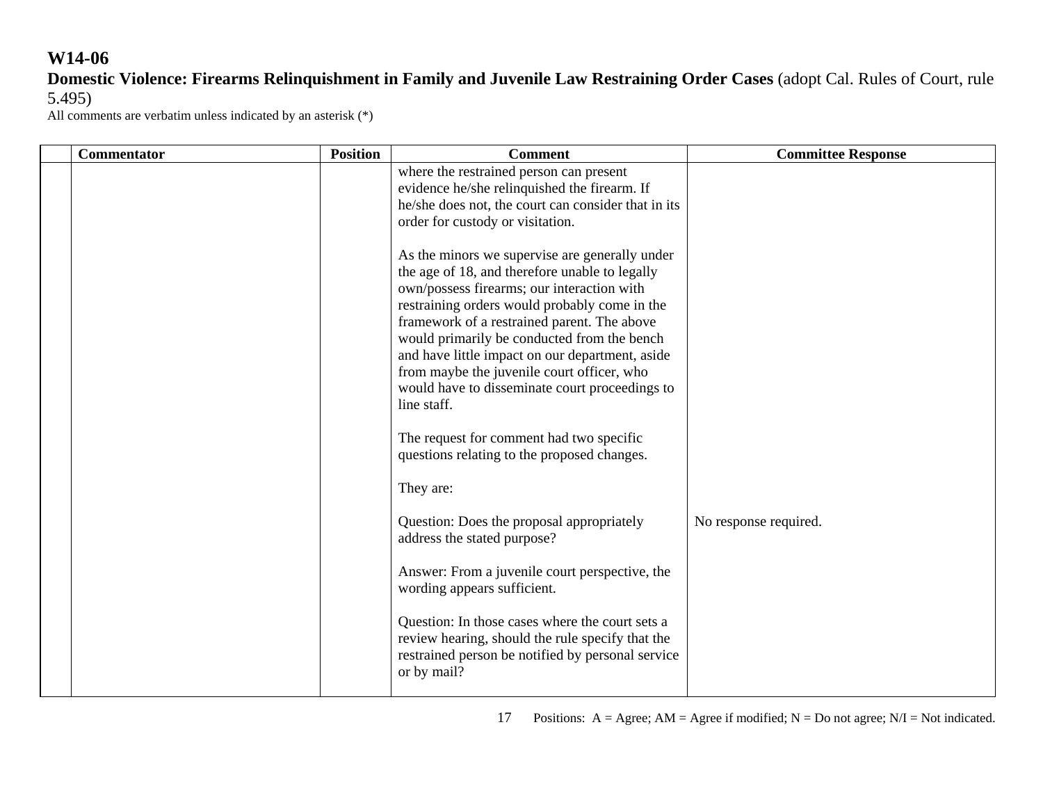**W14-06**

**Domestic Violence: Firearms Relinquishment in Family and Juvenile Law Restraining Order Cases** (adopt Cal. Rules of Court, rule 5.495)

All comments are verbatim unless indicated by an asterisk (*)

| | Commentator | Position | Comment | Committee Response |
|---|---|---|---|---|
| | | | where the restrained person can present evidence he/she relinquished the firearm. If he/she does not, the court can consider that in its order for custody or visitation.<br><br>As the minors we supervise are generally under the age of 18, and therefore unable to legally own/possess firearms; our interaction with restraining orders would probably come in the framework of a restrained parent. The above would primarily be conducted from the bench and have little impact on our department, aside from maybe the juvenile court officer, who would have to disseminate court proceedings to line staff.<br><br>The request for comment had two specific questions relating to the proposed changes.<br><br>They are:<br><br>Question: Does the proposal appropriately address the stated purpose?<br><br>Answer: From a juvenile court perspective, the wording appears sufficient.<br><br>Question: In those cases where the court sets a review hearing, should the rule specify that the restrained person be notified by personal service or by mail? | No response required. |

Positions: A = Agree; AM = Agree if modified; N = Do not agree; N/I = Not indicated.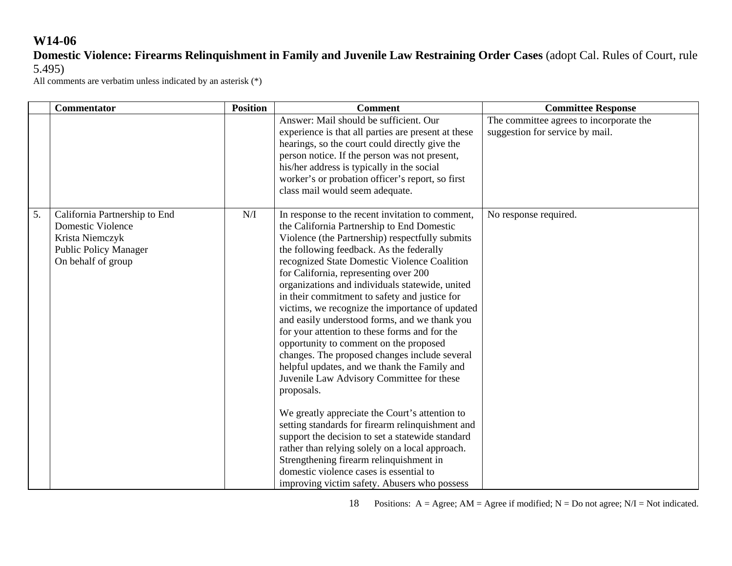**W14-06**
**Domestic Violence: Firearms Relinquishment in Family and Juvenile Law Restraining Order Cases** (adopt Cal. Rules of Court, rule 5.495)
All comments are verbatim unless indicated by an asterisk (*)

| | Commentator | Position | Comment | Committee Response |
|---|---|---|---|---|
| | | | Answer: Mail should be sufficient. Our experience is that all parties are present at these hearings, so the court could directly give the person notice. If the person was not present, his/her address is typically in the social worker's or probation officer's report, so first class mail would seem adequate. | The committee agrees to incorporate the suggestion for service by mail. |
| 5. | California Partnership to End Domestic Violence<br>Krista Niemczyk<br>Public Policy Manager<br>On behalf of group | N/I | In response to the recent invitation to comment, the California Partnership to End Domestic Violence (the Partnership) respectfully submits the following feedback. As the federally recognized State Domestic Violence Coalition for California, representing over 200 organizations and individuals statewide, united in their commitment to safety and justice for victims, we recognize the importance of updated and easily understood forms, and we thank you for your attention to these forms and for the opportunity to comment on the proposed changes. The proposed changes include several helpful updates, and we thank the Family and Juvenile Law Advisory Committee for these proposals.<br><br>We greatly appreciate the Court's attention to setting standards for firearm relinquishment and support the decision to set a statewide standard rather than relying solely on a local approach. Strengthening firearm relinquishment in domestic violence cases is essential to improving victim safety. Abusers who possess | No response required. |

Positions: A = Agree; AM = Agree if modified; N = Do not agree; N/I = Not indicated.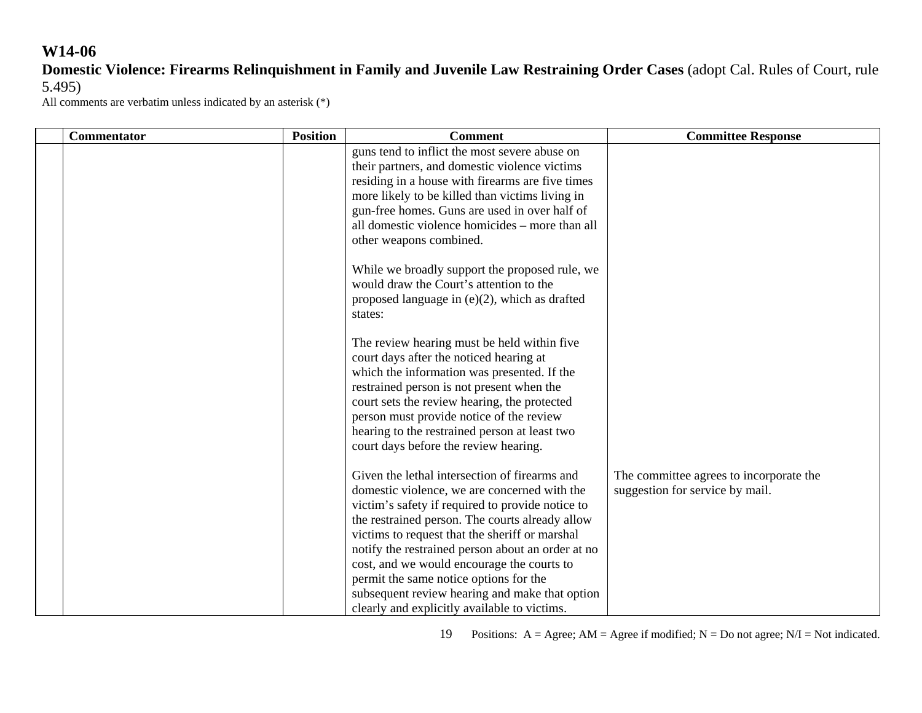**W14-06**

**Domestic Violence: Firearms Relinquishment in Family and Juvenile Law Restraining Order Cases** (adopt Cal. Rules of Court, rule 5.495)

All comments are verbatim unless indicated by an asterisk (*)

| | Commentator | Position | Comment | Committee Response |
|---|---|---|---|---|
| | | | guns tend to inflict the most severe abuse on their partners, and domestic violence victims residing in a house with firearms are five times more likely to be killed than victims living in gun-free homes. Guns are used in over half of all domestic violence homicides – more than all other weapons combined.<br><br>While we broadly support the proposed rule, we would draw the Court's attention to the proposed language in (e)(2), which as drafted states:<br><br>The review hearing must be held within five court days after the noticed hearing at which the information was presented. If the restrained person is not present when the court sets the review hearing, the protected person must provide notice of the review hearing to the restrained person at least two court days before the review hearing.<br><br>Given the lethal intersection of firearms and domestic violence, we are concerned with the victim's safety if required to provide notice to the restrained person. The courts already allow victims to request that the sheriff or marshal notify the restrained person about an order at no cost, and we would encourage the courts to permit the same notice options for the subsequent review hearing and make that option clearly and explicitly available to victims. | The committee agrees to incorporate the suggestion for service by mail. |

Positions: A = Agree; AM = Agree if modified; N = Do not agree; N/I = Not indicated.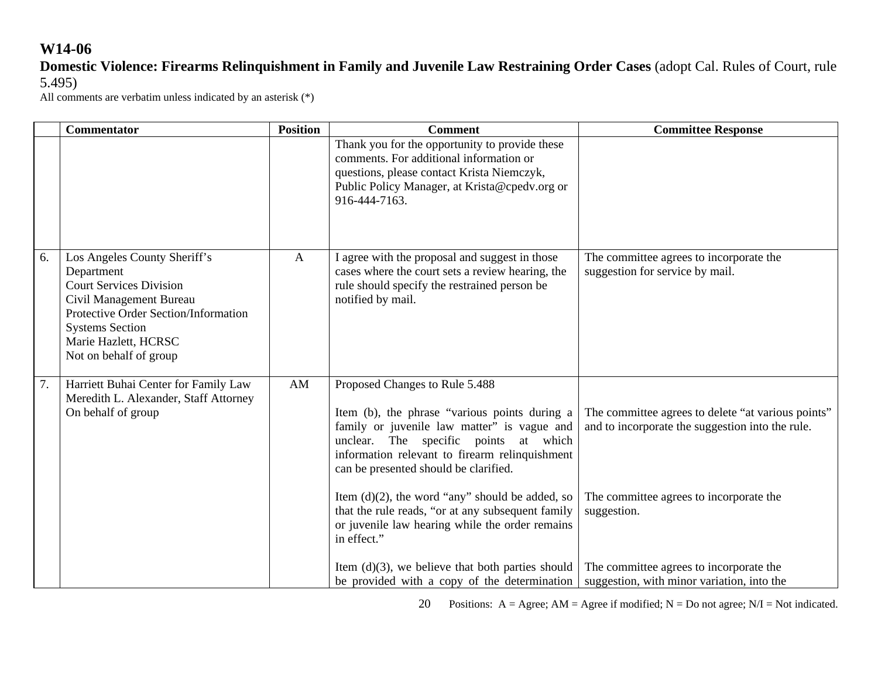# W14-06

**Domestic Violence: Firearms Relinquishment in Family and Juvenile Law Restraining Order Cases** (adopt Cal. Rules of Court, rule 5.495)

All comments are verbatim unless indicated by an asterisk (*)

| | Commentator | Position | Comment | Committee Response |
|---|---|---|---|---|
| | | | Thank you for the opportunity to provide these comments. For additional information or questions, please contact Krista Niemczyk, Public Policy Manager, at Krista@cpedv.org or 916-444-7163. | |
| 6. | Los Angeles County Sheriff's Department<br>Court Services Division<br>Civil Management Bureau<br>Protective Order Section/Information Systems Section<br>Marie Hazlett, HCRSC<br>Not on behalf of group | A | I agree with the proposal and suggest in those cases where the court sets a review hearing, the rule should specify the restrained person be notified by mail. | The committee agrees to incorporate the suggestion for service by mail. |
| 7. | Harriett Buhai Center for Family Law<br>Meredith L. Alexander, Staff Attorney<br>On behalf of group | AM | Proposed Changes to Rule 5.488<br><br>Item (b), the phrase "various points during a family or juvenile law matter" is vague and unclear. The specific points at which information relevant to firearm relinquishment can be presented should be clarified.<br><br>Item (d)(2), the word "any" should be added, so that the rule reads, "or at any subsequent family or juvenile law hearing while the order remains in effect."<br><br>Item (d)(3), we believe that both parties should be provided with a copy of the determination | <br><br>The committee agrees to delete "at various points" and to incorporate the suggestion into the rule.<br><br>The committee agrees to incorporate the suggestion.<br><br>The committee agrees to incorporate the suggestion, with minor variation, into the |

Positions: A = Agree; AM = Agree if modified; N = Do not agree; N/I = Not indicated.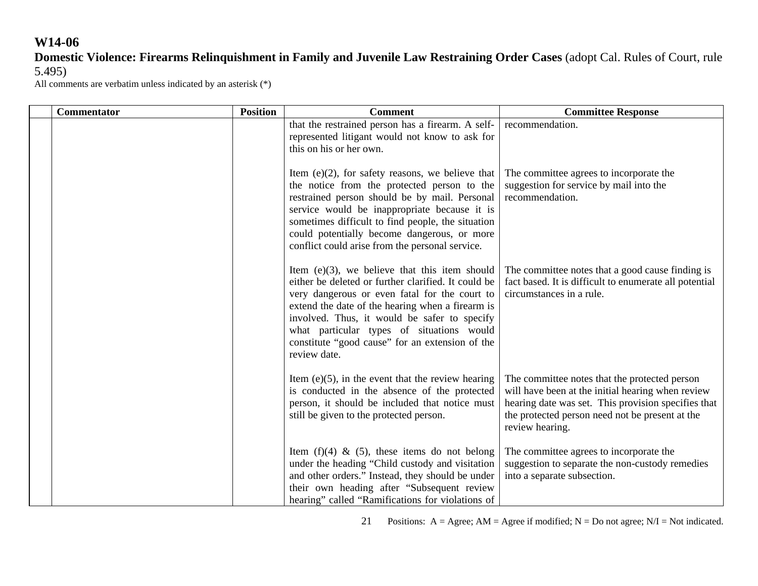# W14-06

**Domestic Violence: Firearms Relinquishment in Family and Juvenile Law Restraining Order Cases** (adopt Cal. Rules of Court, rule 5.495)

All comments are verbatim unless indicated by an asterisk (*)

| | Commentator | Position | Comment | Committee Response |
|---|---|---|---|---|
| | | | that the restrained person has a firearm. A self-represented litigant would not know to ask for this on his or her own. | recommendation. |
| | | | Item (e)(2), for safety reasons, we believe that the notice from the protected person to the restrained person should be by mail. Personal service would be inappropriate because it is sometimes difficult to find people, the situation could potentially become dangerous, or more conflict could arise from the personal service. | The committee agrees to incorporate the suggestion for service by mail into the recommendation. |
| | | | Item (e)(3), we believe that this item should either be deleted or further clarified. It could be very dangerous or even fatal for the court to extend the date of the hearing when a firearm is involved. Thus, it would be safer to specify what particular types of situations would constitute "good cause" for an extension of the review date. | The committee notes that a good cause finding is fact based. It is difficult to enumerate all potential circumstances in a rule. |
| | | | Item (e)(5), in the event that the review hearing is conducted in the absence of the protected person, it should be included that notice must still be given to the protected person. | The committee notes that the protected person will have been at the initial hearing when review hearing date was set. This provision specifies that the protected person need not be present at the review hearing. |
| | | | Item (f)(4) & (5), these items do not belong under the heading "Child custody and visitation and other orders." Instead, they should be under their own heading after "Subsequent review hearing" called "Ramifications for violations of | The committee agrees to incorporate the suggestion to separate the non-custody remedies into a separate subsection. |

Positions: A = Agree; AM = Agree if modified; N = Do not agree; N/I = Not indicated.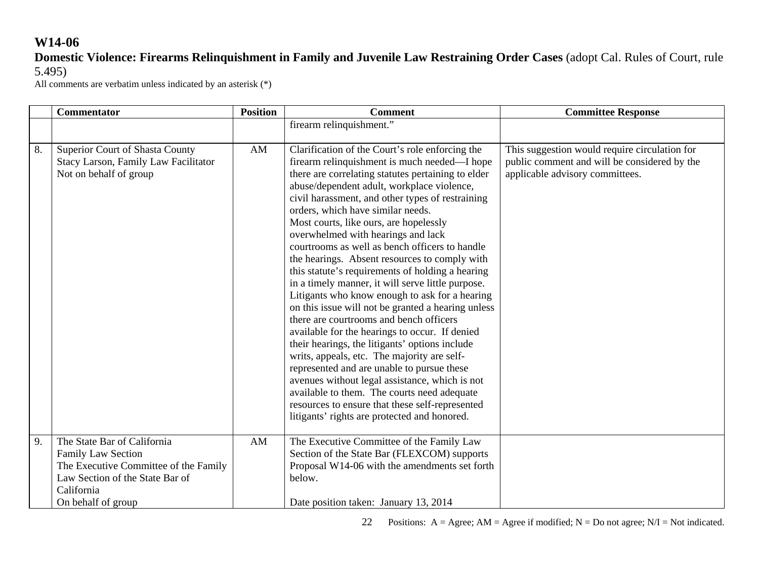**W14-06**
**Domestic Violence: Firearms Relinquishment in Family and Juvenile Law Restraining Order Cases** (adopt Cal. Rules of Court, rule 5.495)
All comments are verbatim unless indicated by an asterisk (*)

| | Commentator | Position | Comment | Committee Response |
|---|---|---|---|---|
| | | | firearm relinquishment." | |
| 8. | Superior Court of Shasta County<br>Stacy Larson, Family Law Facilitator<br>Not on behalf of group | AM | Clarification of the Court's role enforcing the firearm relinquishment is much needed—I hope there are correlating statutes pertaining to elder abuse/dependent adult, workplace violence, civil harassment, and other types of restraining orders, which have similar needs.<br>Most courts, like ours, are hopelessly overwhelmed with hearings and lack courtrooms as well as bench officers to handle the hearings. Absent resources to comply with this statute's requirements of holding a hearing in a timely manner, it will serve little purpose. Litigants who know enough to ask for a hearing on this issue will not be granted a hearing unless there are courtrooms and bench officers available for the hearings to occur. If denied their hearings, the litigants' options include writs, appeals, etc. The majority are self-represented and are unable to pursue these avenues without legal assistance, which is not available to them. The courts need adequate resources to ensure that these self-represented litigants' rights are protected and honored. | This suggestion would require circulation for public comment and will be considered by the applicable advisory committees. |
| 9. | The State Bar of California<br>Family Law Section<br>The Executive Committee of the Family Law Section of the State Bar of California<br>On behalf of group | AM | The Executive Committee of the Family Law Section of the State Bar (FLEXCOM) supports Proposal W14-06 with the amendments set forth below.<br><br>Date position taken: January 13, 2014 | |

Positions: A = Agree; AM = Agree if modified; N = Do not agree; N/I = Not indicated.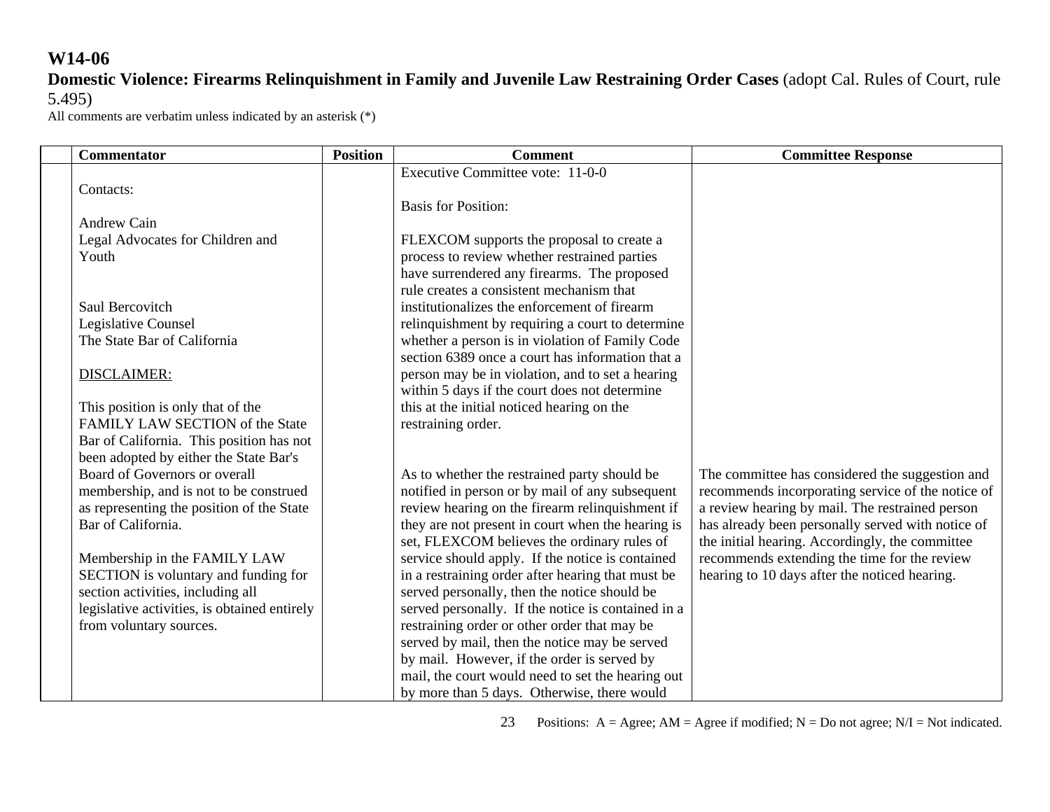# W14-06

**Domestic Violence: Firearms Relinquishment in Family and Juvenile Law Restraining Order Cases** (adopt Cal. Rules of Court, rule 5.495)

All comments are verbatim unless indicated by an asterisk (*)

| | Commentator | Position | Comment | Committee Response |
|---|---|---|---|---|
| | Contacts:<br><br>Andrew Cain<br>Legal Advocates for Children and Youth<br><br>Saul Bercovitch<br>Legislative Counsel<br>The State Bar of California<br><br>DISCLAIMER:<br><br>This position is only that of the FAMILY LAW SECTION of the State Bar of California. This position has not been adopted by either the State Bar's Board of Governors or overall membership, and is not to be construed as representing the position of the State Bar of California.<br><br>Membership in the FAMILY LAW SECTION is voluntary and funding for section activities, including all legislative activities, is obtained entirely from voluntary sources. | | Executive Committee vote: 11-0-0<br><br>Basis for Position:<br><br>FLEXCOM supports the proposal to create a process to review whether restrained parties have surrendered any firearms. The proposed rule creates a consistent mechanism that institutionalizes the enforcement of firearm relinquishment by requiring a court to determine whether a person is in violation of Family Code section 6389 once a court has information that a person may be in violation, and to set a hearing within 5 days if the court does not determine this at the initial noticed hearing on the restraining order.<br><br>As to whether the restrained party should be notified in person or by mail of any subsequent review hearing on the firearm relinquishment if they are not present in court when the hearing is set, FLEXCOM believes the ordinary rules of service should apply. If the notice is contained in a restraining order after hearing that must be served personally, then the notice should be served personally. If the notice is contained in a restraining order or other order that may be served by mail, then the notice may be served by mail. However, if the order is served by mail, the court would need to set the hearing out by more than 5 days. Otherwise, there would | The committee has considered the suggestion and recommends incorporating service of the notice of a review hearing by mail. The restrained person has already been personally served with notice of the initial hearing. Accordingly, the committee recommends extending the time for the review hearing to 10 days after the noticed hearing. |

Positions: A = Agree; AM = Agree if modified; N = Do not agree; N/I = Not indicated.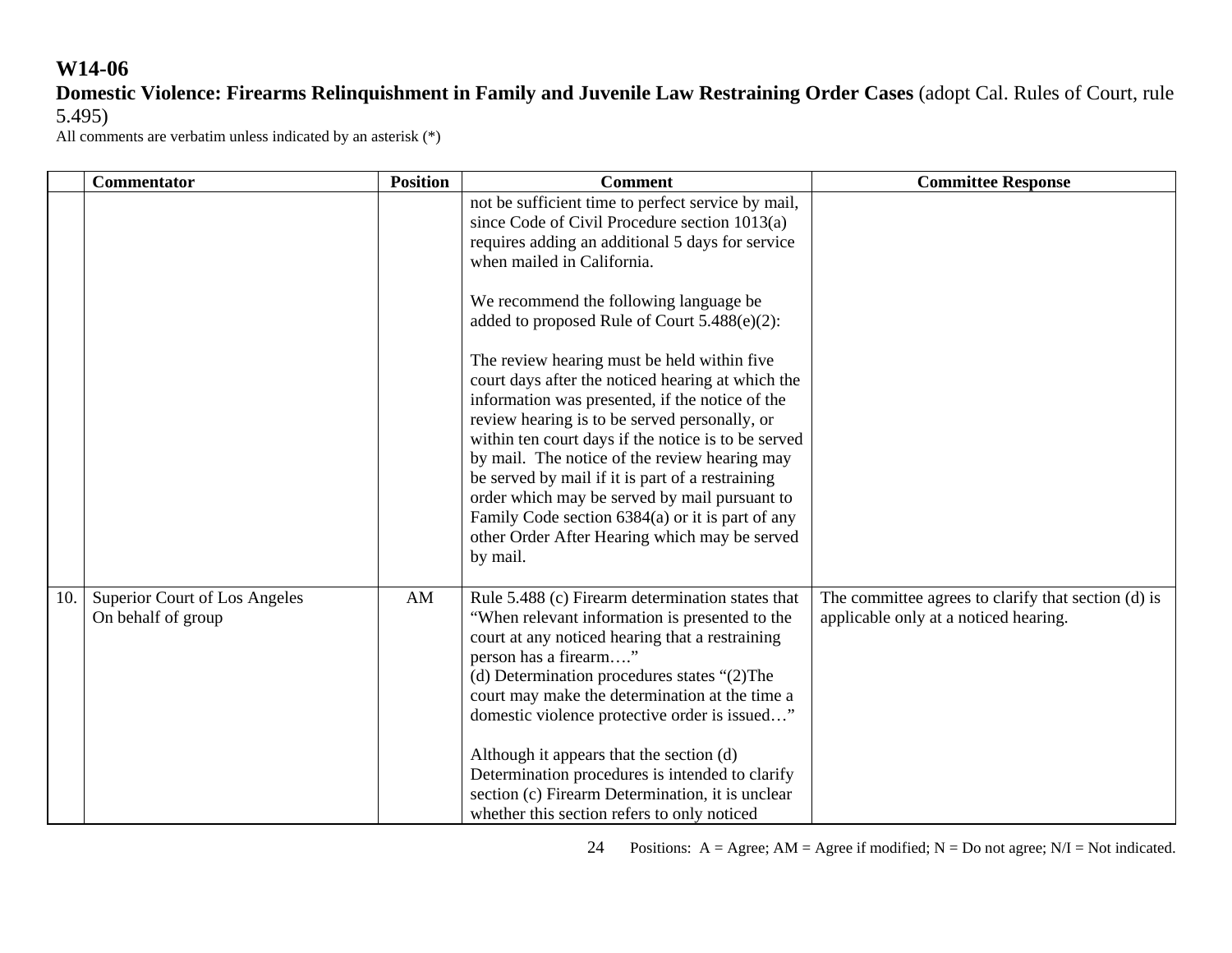# W14-06

**Domestic Violence: Firearms Relinquishment in Family and Juvenile Law Restraining Order Cases** (adopt Cal. Rules of Court, rule 5.495)

All comments are verbatim unless indicated by an asterisk (*)

| | Commentator | Position | Comment | Committee Response |
|---|---|---|---|---|
| | | | not be sufficient time to perfect service by mail, since Code of Civil Procedure section 1013(a) requires adding an additional 5 days for service when mailed in California.<br><br>We recommend the following language be added to proposed Rule of Court 5.488(e)(2):<br><br>The review hearing must be held within five court days after the noticed hearing at which the information was presented, if the notice of the review hearing is to be served personally, or within ten court days if the notice is to be served by mail. The notice of the review hearing may be served by mail if it is part of a restraining order which may be served by mail pursuant to Family Code section 6384(a) or it is part of any other Order After Hearing which may be served by mail. | |
| 10. | Superior Court of Los Angeles<br>On behalf of group | AM | Rule 5.488 (c) Firearm determination states that "When relevant information is presented to the court at any noticed hearing that a restraining person has a firearm…."<br>(d) Determination procedures states "(2)The court may make the determination at the time a domestic violence protective order is issued…"<br><br>Although it appears that the section (d) Determination procedures is intended to clarify section (c) Firearm Determination, it is unclear whether this section refers to only noticed | The committee agrees to clarify that section (d) is applicable only at a noticed hearing. |

Positions: A = Agree; AM = Agree if modified; N = Do not agree; N/I = Not indicated.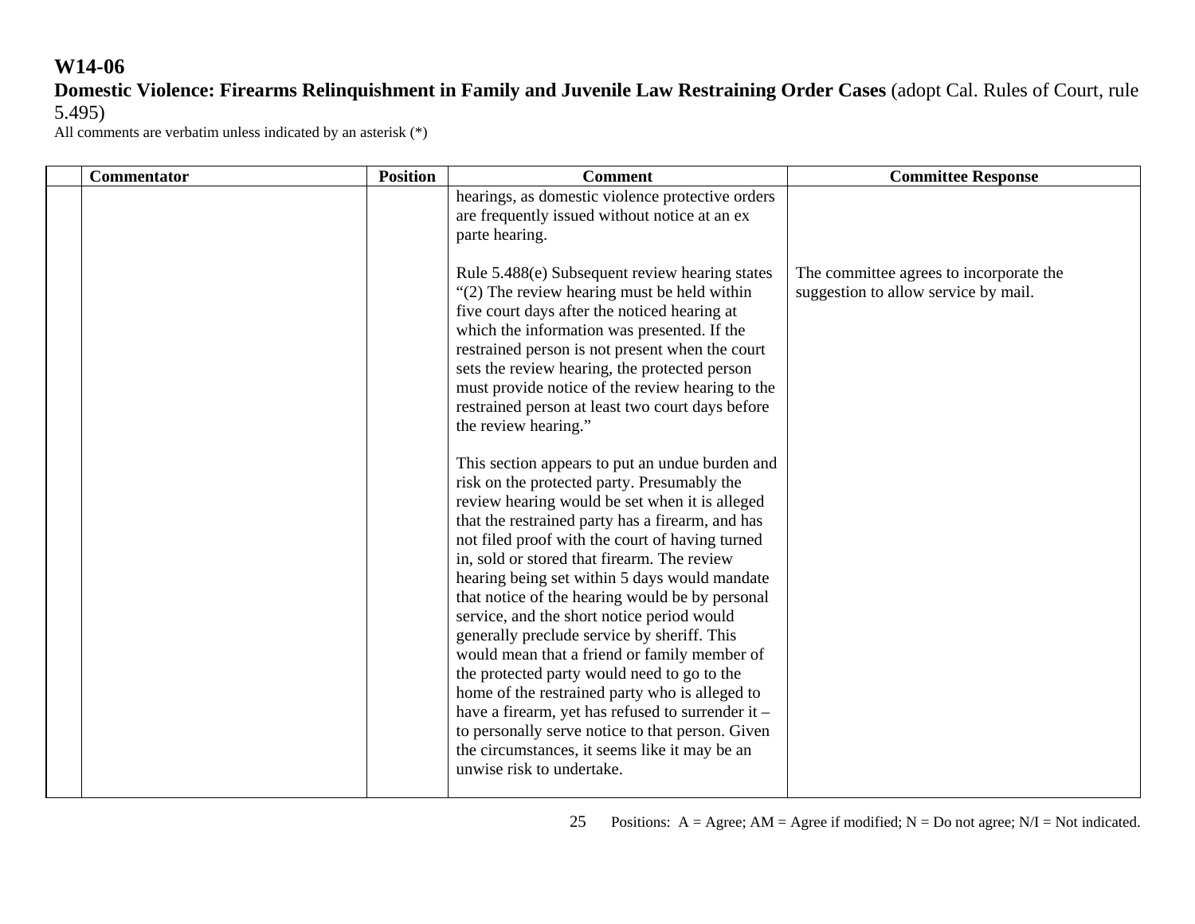**W14-06**
**Domestic Violence: Firearms Relinquishment in Family and Juvenile Law Restraining Order Cases** (adopt Cal. Rules of Court, rule 5.495)
All comments are verbatim unless indicated by an asterisk (*)

| | Commentator | Position | Comment | Committee Response |
|---|---|---|---|---|
| | | | hearings, as domestic violence protective orders are frequently issued without notice at an ex parte hearing.<br><br>Rule 5.488(e) Subsequent review hearing states "(2) The review hearing must be held within five court days after the noticed hearing at which the information was presented. If the restrained person is not present when the court sets the review hearing, the protected person must provide notice of the review hearing to the restrained person at least two court days before the review hearing."<br><br>This section appears to put an undue burden and risk on the protected party. Presumably the review hearing would be set when it is alleged that the restrained party has a firearm, and has not filed proof with the court of having turned in, sold or stored that firearm. The review hearing being set within 5 days would mandate that notice of the hearing would be by personal service, and the short notice period would generally preclude service by sheriff. This would mean that a friend or family member of the protected party would need to go to the home of the restrained party who is alleged to have a firearm, yet has refused to surrender it – to personally serve notice to that person. Given the circumstances, it seems like it may be an unwise risk to undertake. | The committee agrees to incorporate the suggestion to allow service by mail. |

Positions: A = Agree; AM = Agree if modified; N = Do not agree; N/I = Not indicated.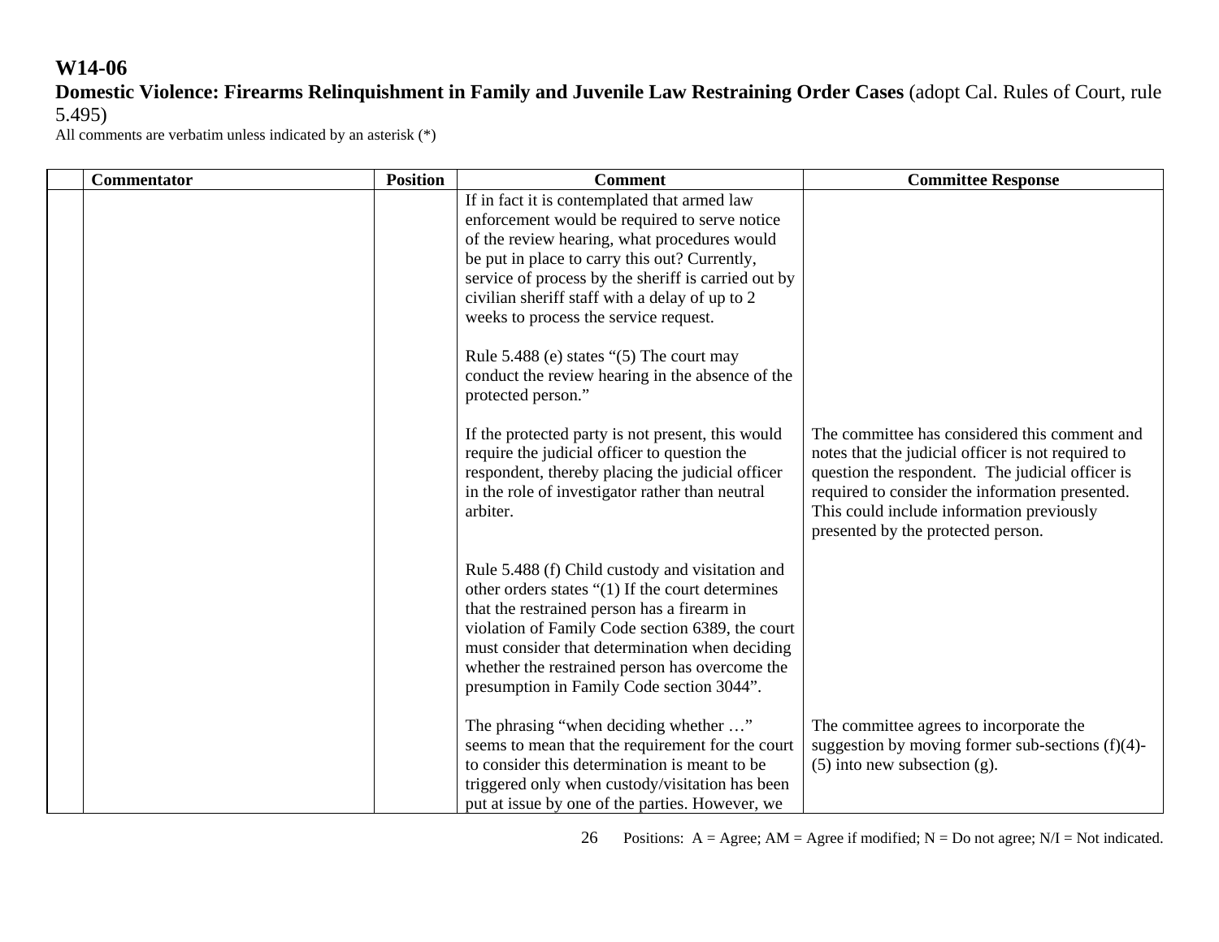**W14-06**
**Domestic Violence: Firearms Relinquishment in Family and Juvenile Law Restraining Order Cases** (adopt Cal. Rules of Court, rule 5.495)
All comments are verbatim unless indicated by an asterisk (*)

| | Commentator | Position | Comment | Committee Response |
|---|---|---|---|---|
| | | | If in fact it is contemplated that armed law enforcement would be required to serve notice of the review hearing, what procedures would be put in place to carry this out? Currently, service of process by the sheriff is carried out by civilian sheriff staff with a delay of up to 2 weeks to process the service request.<br><br>Rule 5.488 (e) states "(5) The court may conduct the review hearing in the absence of the protected person."<br><br>If the protected party is not present, this would require the judicial officer to question the respondent, thereby placing the judicial officer in the role of investigator rather than neutral arbiter.<br><br>Rule 5.488 (f) Child custody and visitation and other orders states "(1) If the court determines that the restrained person has a firearm in violation of Family Code section 6389, the court must consider that determination when deciding whether the restrained person has overcome the presumption in Family Code section 3044".<br><br>The phrasing "when deciding whether …" seems to mean that the requirement for the court to consider this determination is meant to be triggered only when custody/visitation has been put at issue by one of the parties. However, we | The committee has considered this comment and notes that the judicial officer is not required to question the respondent. The judicial officer is required to consider the information presented. This could include information previously presented by the protected person.<br><br>The committee agrees to incorporate the suggestion by moving former sub-sections (f)(4)-(5) into new subsection (g). |

Positions: A = Agree; AM = Agree if modified; N = Do not agree; N/I = Not indicated.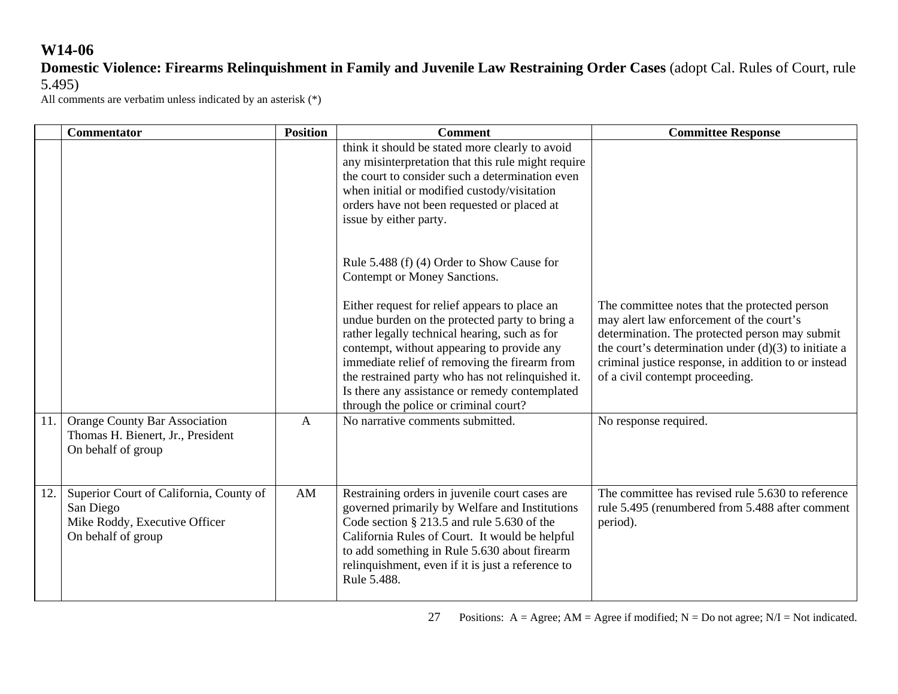**W14-06**

**Domestic Violence: Firearms Relinquishment in Family and Juvenile Law Restraining Order Cases** (adopt Cal. Rules of Court, rule 5.495)

All comments are verbatim unless indicated by an asterisk (*)

| | Commentator | Position | Comment | Committee Response |
|---|---|---|---|---|
| | | | think it should be stated more clearly to avoid any misinterpretation that this rule might require the court to consider such a determination even when initial or modified custody/visitation orders have not been requested or placed at issue by either party.<br><br>Rule 5.488 (f) (4) Order to Show Cause for Contempt or Money Sanctions.<br><br>Either request for relief appears to place an undue burden on the protected party to bring a rather legally technical hearing, such as for contempt, without appearing to provide any immediate relief of removing the firearm from the restrained party who has not relinquished it. Is there any assistance or remedy contemplated through the police or criminal court? | The committee notes that the protected person may alert law enforcement of the court's determination. The protected person may submit the court's determination under (d)(3) to initiate a criminal justice response, in addition to or instead of a civil contempt proceeding. |
| 11. | Orange County Bar Association<br>Thomas H. Bienert, Jr., President<br>On behalf of group | A | No narrative comments submitted. | No response required. |
| 12. | Superior Court of California, County of San Diego<br>Mike Roddy, Executive Officer<br>On behalf of group | AM | Restraining orders in juvenile court cases are governed primarily by Welfare and Institutions Code section § 213.5 and rule 5.630 of the California Rules of Court. It would be helpful to add something in Rule 5.630 about firearm relinquishment, even if it is just a reference to Rule 5.488. | The committee has revised rule 5.630 to reference rule 5.495 (renumbered from 5.488 after comment period). |

Positions: A = Agree; AM = Agree if modified; N = Do not agree; N/I = Not indicated.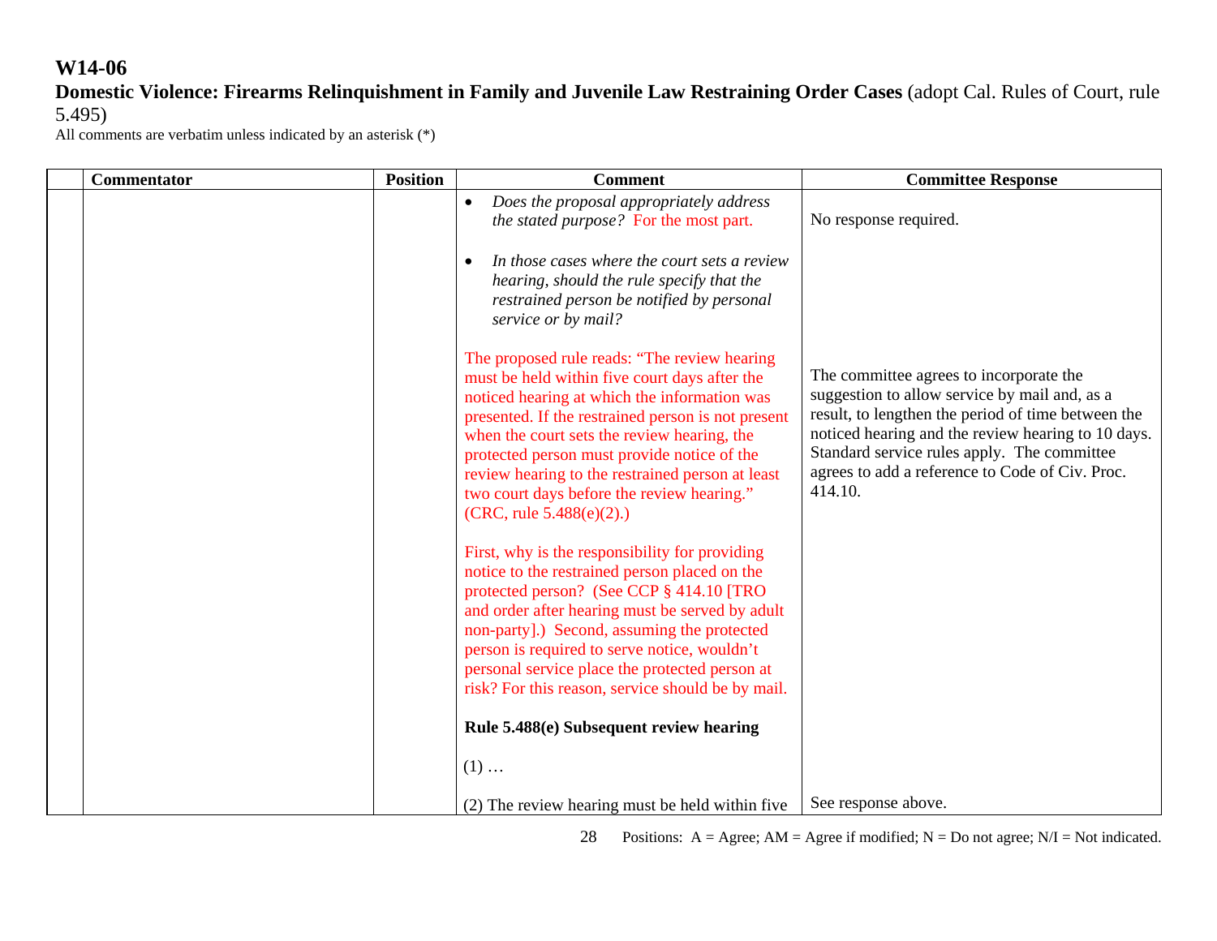# W14-06

**Domestic Violence: Firearms Relinquishment in Family and Juvenile Law Restraining Order Cases** (adopt Cal. Rules of Court, rule 5.495)

All comments are verbatim unless indicated by an asterisk (*)

| | Commentator | Position | Comment | Committee Response |
|---|---|---|---|---|
| | | | • *Does the proposal appropriately address the stated purpose?* For the most part.<br><br>• *In those cases where the court sets a review hearing, should the rule specify that the restrained person be notified by personal service or by mail?*<br><br>The proposed rule reads: "The review hearing must be held within five court days after the noticed hearing at which the information was presented. If the restrained person is not present when the court sets the review hearing, the protected person must provide notice of the review hearing to the restrained person at least two court days before the review hearing." (CRC, rule 5.488(e)(2).)<br><br>First, why is the responsibility for providing notice to the restrained person placed on the protected person? (See CCP § 414.10 [TRO and order after hearing must be served by adult non-party].) Second, assuming the protected person is required to serve notice, wouldn't personal service place the protected person at risk? For this reason, service should be by mail.<br><br>**Rule 5.488(e) Subsequent review hearing**<br><br>(1) …<br><br>(2) The review hearing must be held within five | No response required.<br><br>The committee agrees to incorporate the suggestion to allow service by mail and, as a result, to lengthen the period of time between the noticed hearing and the review hearing to 10 days. Standard service rules apply. The committee agrees to add a reference to Code of Civ. Proc. 414.10.<br><br>See response above. |

Positions: A = Agree; AM = Agree if modified; N = Do not agree; N/I = Not indicated.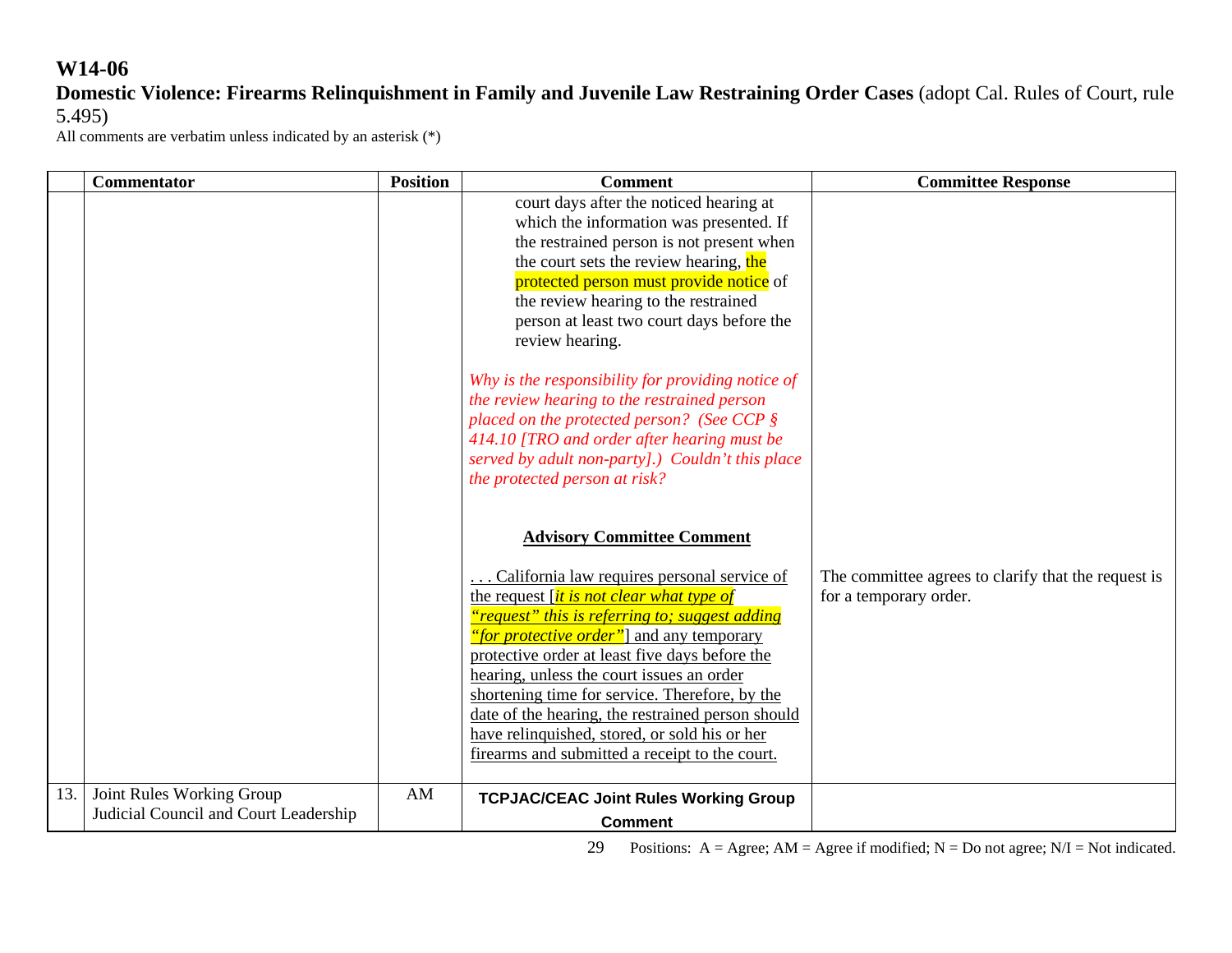# W14-06

**Domestic Violence: Firearms Relinquishment in Family and Juvenile Law Restraining Order Cases** (adopt Cal. Rules of Court, rule 5.495)

All comments are verbatim unless indicated by an asterisk (*)

| | Commentator | Position | Comment | Committee Response |
|---|---|---|---|---|
| | | | court days after the noticed hearing at which the information was presented. If the restrained person is not present when the court sets the review hearing, the protected person must provide notice of the review hearing to the restrained person at least two court days before the review hearing.<br><br>*Why is the responsibility for providing notice of the review hearing to the restrained person placed on the protected person? (See CCP § 414.10 [TRO and order after hearing must be served by adult non-party].) Couldn't this place the protected person at risk?*<br><br>**Advisory Committee Comment**<br><br>. . . California law requires personal service of the request [*it is not clear what type of "request" this is referring to; suggest adding "for protective order"*] and any temporary protective order at least five days before the hearing, unless the court issues an order shortening time for service. Therefore, by the date of the hearing, the restrained person should have relinquished, stored, or sold his or her firearms and submitted a receipt to the court. | The committee agrees to clarify that the request is for a temporary order. |
| 13. | Joint Rules Working Group<br>Judicial Council and Court Leadership | AM | **TCPJAC/CEAC Joint Rules Working Group Comment** | |

Positions: A = Agree; AM = Agree if modified; N = Do not agree; N/I = Not indicated.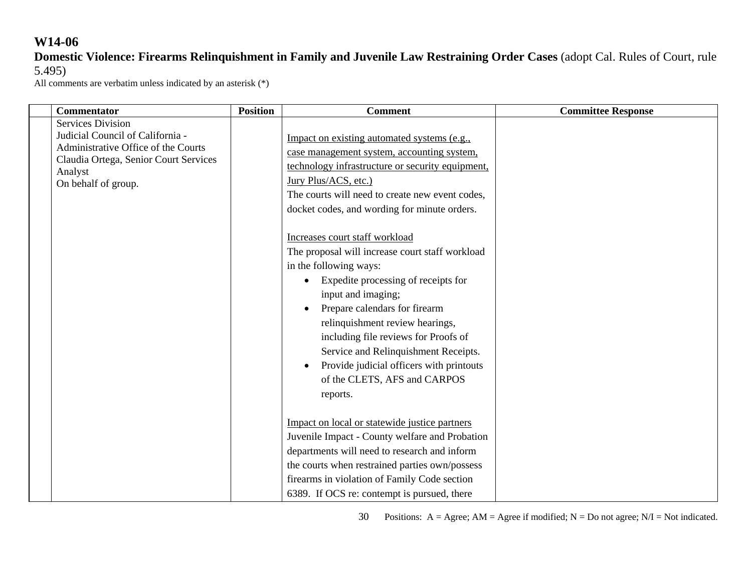**W14-06**
**Domestic Violence: Firearms Relinquishment in Family and Juvenile Law Restraining Order Cases** (adopt Cal. Rules of Court, rule 5.495)
All comments are verbatim unless indicated by an asterisk (*)

| | Commentator | Position | Comment | Committee Response |
|---|---|---|---|---|
| | Services Division<br>Judicial Council of California - Administrative Office of the Courts<br>Claudia Ortega, Senior Court Services Analyst<br>On behalf of group. | | <u>Impact on existing automated systems (e.g., case management system, accounting system, technology infrastructure or security equipment, Jury Plus/ACS, etc.)</u><br>The courts will need to create new event codes, docket codes, and wording for minute orders.<br><br><u>Increases court staff workload</u><br>The proposal will increase court staff workload in the following ways:<br>• Expedite processing of receipts for input and imaging;<br>• Prepare calendars for firearm relinquishment review hearings, including file reviews for Proofs of Service and Relinquishment Receipts.<br>• Provide judicial officers with printouts of the CLETS, AFS and CARPOS reports.<br><br><u>Impact on local or statewide justice partners</u><br>Juvenile Impact - County welfare and Probation departments will need to research and inform the courts when restrained parties own/possess firearms in violation of Family Code section 6389. If OCS re: contempt is pursued, there | |

Positions: A = Agree; AM = Agree if modified; N = Do not agree; N/I = Not indicated.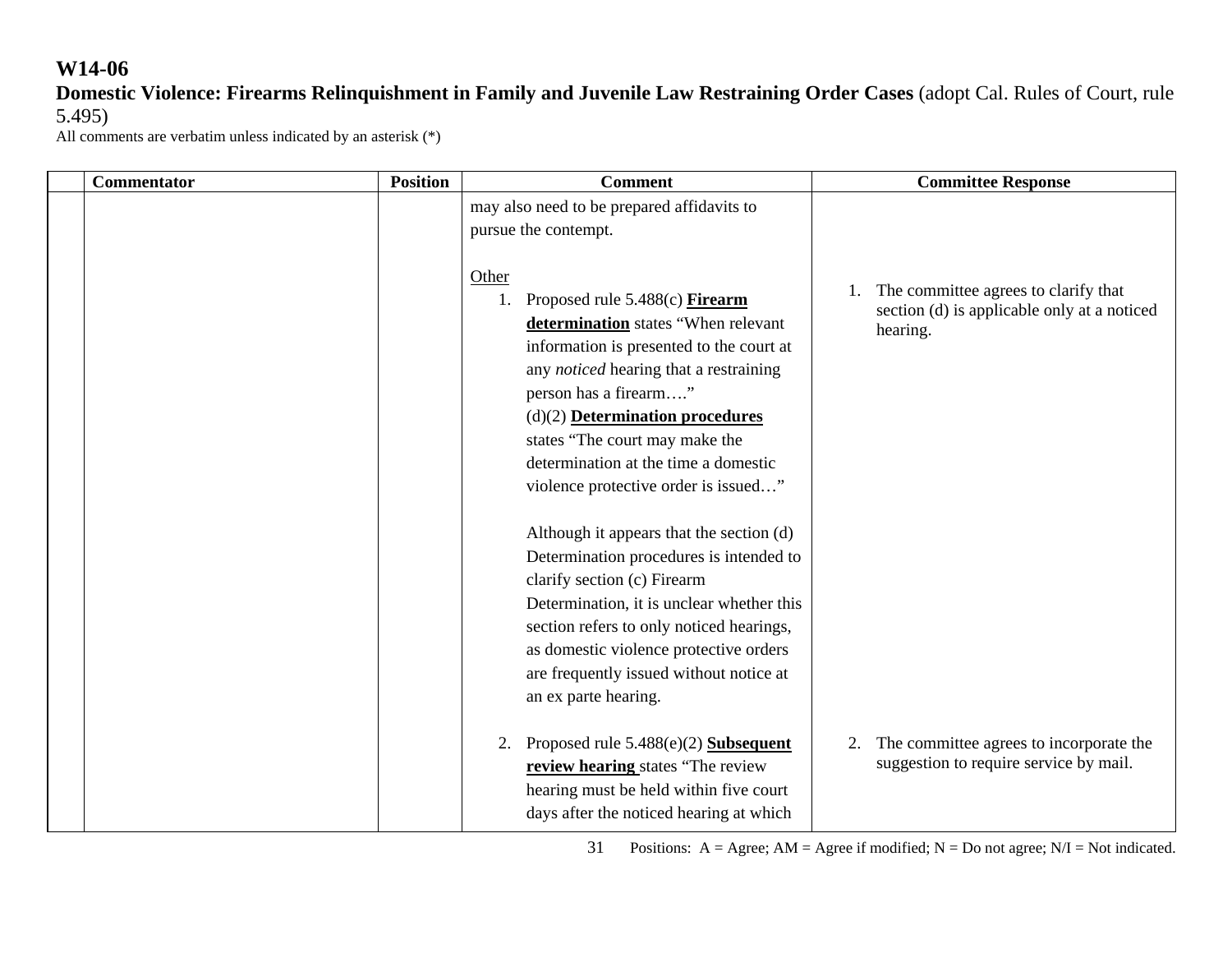**W14-06**

**Domestic Violence: Firearms Relinquishment in Family and Juvenile Law Restraining Order Cases** (adopt Cal. Rules of Court, rule 5.495)

All comments are verbatim unless indicated by an asterisk (*)

| | Commentator | Position | Comment | Committee Response |
|---|---|---|---|---|
| | | | may also need to be prepared affidavits to pursue the contempt.<br><br>Other<br>1. Proposed rule 5.488(c) **Firearm determination** states "When relevant information is presented to the court at any *noticed* hearing that a restraining person has a firearm…."<br>(d)(2) **Determination procedures** states "The court may make the determination at the time a domestic violence protective order is issued…"<br><br>Although it appears that the section (d) Determination procedures is intended to clarify section (c) Firearm Determination, it is unclear whether this section refers to only noticed hearings, as domestic violence protective orders are frequently issued without notice at an ex parte hearing.<br><br>2. Proposed rule 5.488(e)(2) **Subsequent review hearing** states "The review hearing must be held within five court days after the noticed hearing at which | 1. The committee agrees to clarify that section (d) is applicable only at a noticed hearing.<br><br>2. The committee agrees to incorporate the suggestion to require service by mail. |

Positions: A = Agree; AM = Agree if modified; N = Do not agree; N/I = Not indicated.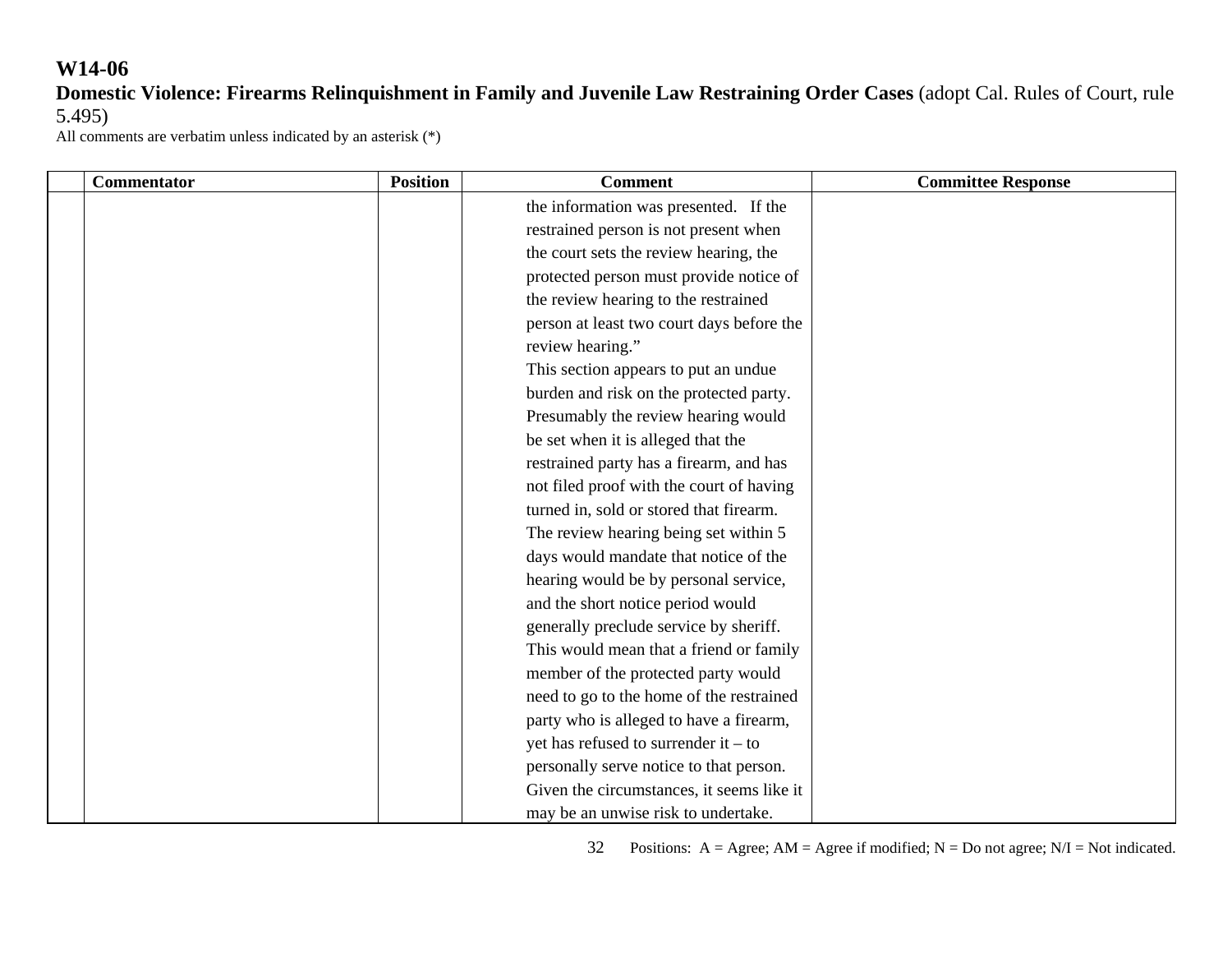# W14-06

**Domestic Violence: Firearms Relinquishment in Family and Juvenile Law Restraining Order Cases** (adopt Cal. Rules of Court, rule 5.495)

All comments are verbatim unless indicated by an asterisk (*)

| | Commentator | Position | Comment | Committee Response |
|---|---|---|---|---|
| | | | the information was presented. If the restrained person is not present when the court sets the review hearing, the protected person must provide notice of the review hearing to the restrained person at least two court days before the review hearing."<br>This section appears to put an undue burden and risk on the protected party. Presumably the review hearing would be set when it is alleged that the restrained party has a firearm, and has not filed proof with the court of having turned in, sold or stored that firearm. The review hearing being set within 5 days would mandate that notice of the hearing would be by personal service, and the short notice period would generally preclude service by sheriff. This would mean that a friend or family member of the protected party would need to go to the home of the restrained party who is alleged to have a firearm, yet has refused to surrender it – to personally serve notice to that person. Given the circumstances, it seems like it may be an unwise risk to undertake. | |

Positions: A = Agree; AM = Agree if modified; N = Do not agree; N/I = Not indicated.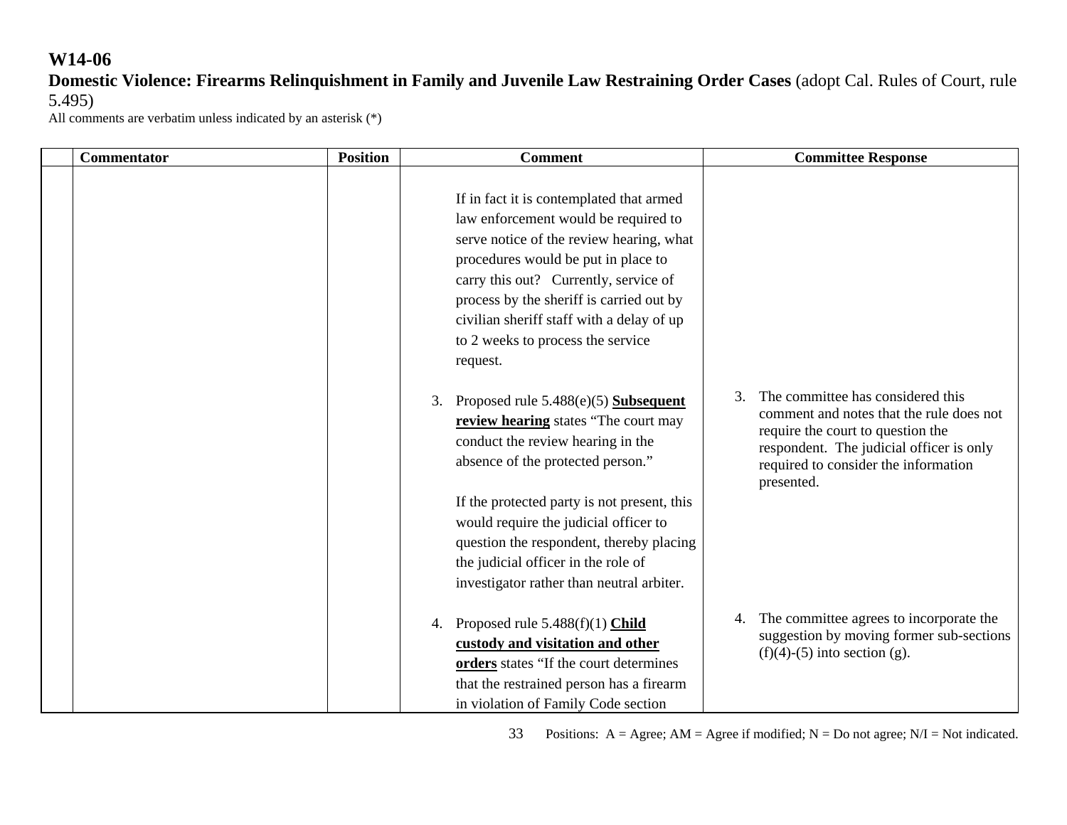**W14-06**

**Domestic Violence: Firearms Relinquishment in Family and Juvenile Law Restraining Order Cases** (adopt Cal. Rules of Court, rule 5.495)

All comments are verbatim unless indicated by an asterisk (*)

| | Commentator | Position | Comment | Committee Response |
|---|---|---|---|---|
| | | | If in fact it is contemplated that armed law enforcement would be required to serve notice of the review hearing, what procedures would be put in place to carry this out? Currently, service of process by the sheriff is carried out by civilian sheriff staff with a delay of up to 2 weeks to process the service request.<br><br>3. Proposed rule 5.488(e)(5) **Subsequent review hearing** states "The court may conduct the review hearing in the absence of the protected person."<br><br>If the protected party is not present, this would require the judicial officer to question the respondent, thereby placing the judicial officer in the role of investigator rather than neutral arbiter.<br><br>4. Proposed rule 5.488(f)(1) **Child custody and visitation and other orders** states "If the court determines that the restrained person has a firearm in violation of Family Code section | 3. The committee has considered this comment and notes that the rule does not require the court to question the respondent. The judicial officer is only required to consider the information presented.<br><br>4. The committee agrees to incorporate the suggestion by moving former sub-sections (f)(4)-(5) into section (g). |

Positions: A = Agree; AM = Agree if modified; N = Do not agree; N/I = Not indicated.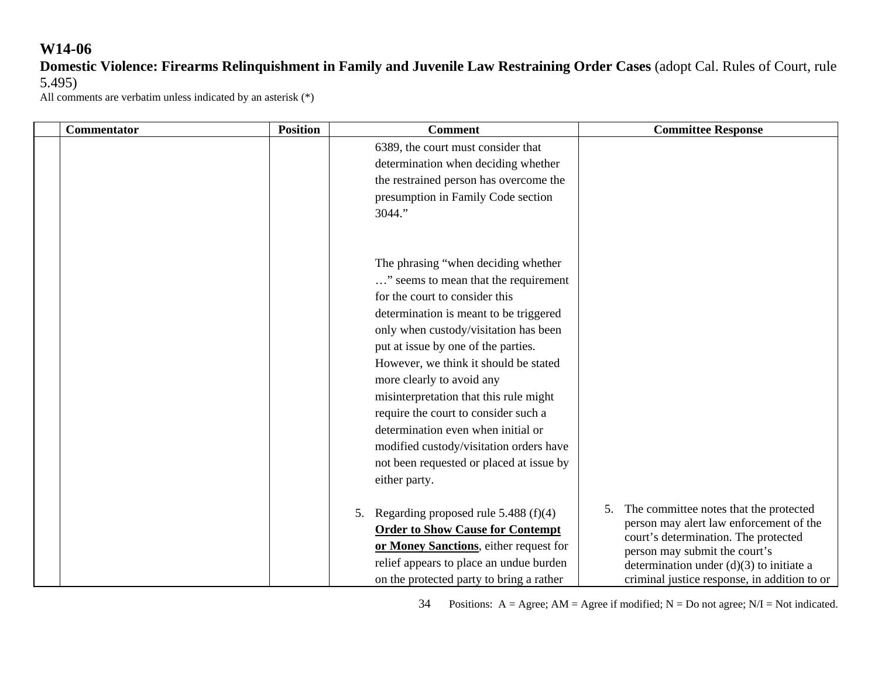**W14-06**

**Domestic Violence: Firearms Relinquishment in Family and Juvenile Law Restraining Order Cases** (adopt Cal. Rules of Court, rule 5.495)

All comments are verbatim unless indicated by an asterisk (*)

| | Commentator | Position | Comment | Committee Response |
|---|---|---|---|---|
| | | | 6389, the court must consider that determination when deciding whether the restrained person has overcome the presumption in Family Code section 3044."<br><br>The phrasing "when deciding whether …" seems to mean that the requirement for the court to consider this determination is meant to be triggered only when custody/visitation has been put at issue by one of the parties. However, we think it should be stated more clearly to avoid any misinterpretation that this rule might require the court to consider such a determination even when initial or modified custody/visitation orders have not been requested or placed at issue by either party.<br><br>5. Regarding proposed rule 5.488 (f)(4) **<u>Order to Show Cause for Contempt or Money Sanctions</u>**, either request for relief appears to place an undue burden on the protected party to bring a rather | 5. The committee notes that the protected person may alert law enforcement of the court's determination. The protected person may submit the court's determination under (d)(3) to initiate a criminal justice response, in addition to or |

Positions: A = Agree; AM = Agree if modified; N = Do not agree; N/I = Not indicated.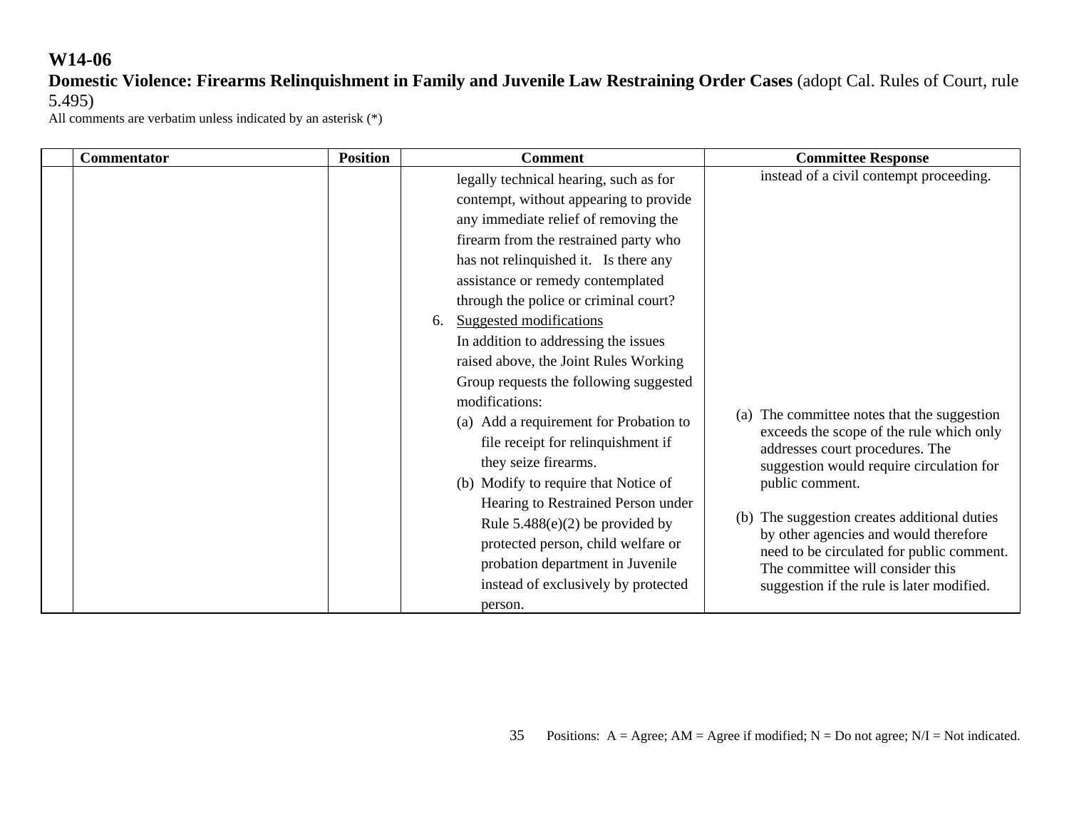**W14-06**
**Domestic Violence: Firearms Relinquishment in Family and Juvenile Law Restraining Order Cases** (adopt Cal. Rules of Court, rule 5.495)
All comments are verbatim unless indicated by an asterisk (*)

| | Commentator | Position | Comment | Committee Response |
|---|---|---|---|---|
| | | | legally technical hearing, such as for contempt, without appearing to provide any immediate relief of removing the firearm from the restrained party who has not relinquished it. Is there any assistance or remedy contemplated through the police or criminal court?<br>6. Suggested modifications<br>In addition to addressing the issues raised above, the Joint Rules Working Group requests the following suggested modifications:<br>(a) Add a requirement for Probation to file receipt for relinquishment if they seize firearms.<br>(b) Modify to require that Notice of Hearing to Restrained Person under Rule 5.488(e)(2) be provided by protected person, child welfare or probation department in Juvenile instead of exclusively by protected person. | instead of a civil contempt proceeding.<br><br>(a) The committee notes that the suggestion exceeds the scope of the rule which only addresses court procedures. The suggestion would require circulation for public comment.<br><br>(b) The suggestion creates additional duties by other agencies and would therefore need to be circulated for public comment. The committee will consider this suggestion if the rule is later modified. |

Positions: A = Agree; AM = Agree if modified; N = Do not agree; N/I = Not indicated.